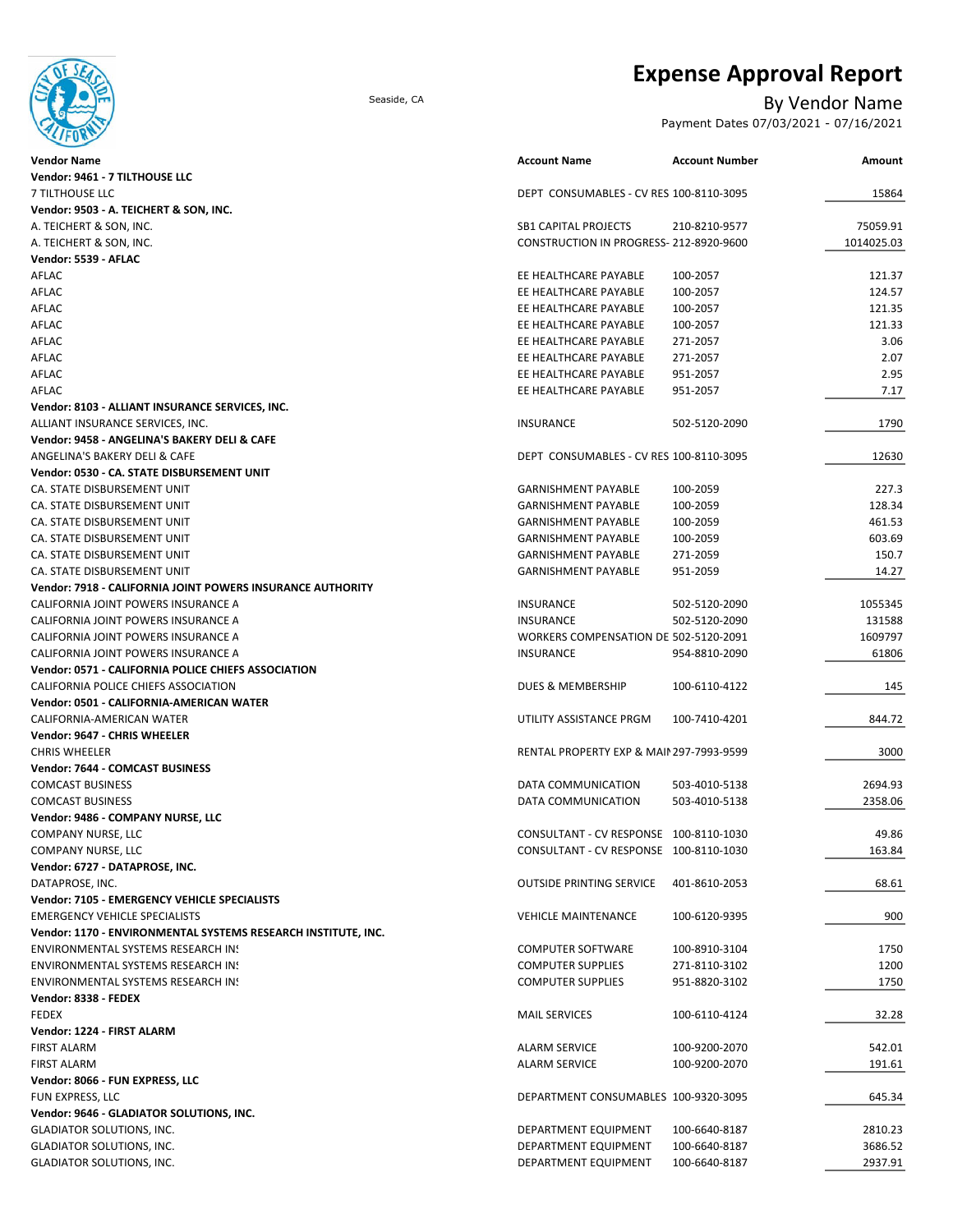# Expense Approval Report

Seaside, CA

## By Vendor Name

Payment Dates 07/03/2021 - 07/16/2021

| Vendor Name | Account Name | Account Number | Amount |
|---|---|---|---|
| **Vendor: 9461 - 7 TILTHOUSE LLC** | | | |
| 7 TILTHOUSE LLC | DEPT CONSUMABLES - CV RES | 100-8110-3095 | 15864 |
| **Vendor: 9503 - A. TEICHERT & SON, INC.** | | | |
| A. TEICHERT & SON, INC. | SB1 CAPITAL PROJECTS | 210-8210-9577 | 75059.91 |
| A. TEICHERT & SON, INC. | CONSTRUCTION IN PROGRESS- | 212-8920-9600 | 1014025.03 |
| **Vendor: 5539 - AFLAC** | | | |
| AFLAC | EE HEALTHCARE PAYABLE | 100-2057 | 121.37 |
| AFLAC | EE HEALTHCARE PAYABLE | 100-2057 | 124.57 |
| AFLAC | EE HEALTHCARE PAYABLE | 100-2057 | 121.35 |
| AFLAC | EE HEALTHCARE PAYABLE | 100-2057 | 121.33 |
| AFLAC | EE HEALTHCARE PAYABLE | 271-2057 | 3.06 |
| AFLAC | EE HEALTHCARE PAYABLE | 271-2057 | 2.07 |
| AFLAC | EE HEALTHCARE PAYABLE | 951-2057 | 2.95 |
| AFLAC | EE HEALTHCARE PAYABLE | 951-2057 | 7.17 |
| **Vendor: 8103 - ALLIANT INSURANCE SERVICES, INC.** | | | |
| ALLIANT INSURANCE SERVICES, INC. | INSURANCE | 502-5120-2090 | 1790 |
| **Vendor: 9458 - ANGELINA'S BAKERY DELI & CAFE** | | | |
| ANGELINA'S BAKERY DELI & CAFE | DEPT CONSUMABLES - CV RES | 100-8110-3095 | 12630 |
| **Vendor: 0530 - CA. STATE DISBURSEMENT UNIT** | | | |
| CA. STATE DISBURSEMENT UNIT | GARNISHMENT PAYABLE | 100-2059 | 227.3 |
| CA. STATE DISBURSEMENT UNIT | GARNISHMENT PAYABLE | 100-2059 | 128.34 |
| CA. STATE DISBURSEMENT UNIT | GARNISHMENT PAYABLE | 100-2059 | 461.53 |
| CA. STATE DISBURSEMENT UNIT | GARNISHMENT PAYABLE | 100-2059 | 603.69 |
| CA. STATE DISBURSEMENT UNIT | GARNISHMENT PAYABLE | 271-2059 | 150.7 |
| CA. STATE DISBURSEMENT UNIT | GARNISHMENT PAYABLE | 951-2059 | 14.27 |
| **Vendor: 7918 - CALIFORNIA JOINT POWERS INSURANCE AUTHORITY** | | | |
| CALIFORNIA JOINT POWERS INSURANCE A | INSURANCE | 502-5120-2090 | 1055345 |
| CALIFORNIA JOINT POWERS INSURANCE A | INSURANCE | 502-5120-2090 | 131588 |
| CALIFORNIA JOINT POWERS INSURANCE A | WORKERS COMPENSATION DE | 502-5120-2091 | 1609797 |
| CALIFORNIA JOINT POWERS INSURANCE A | INSURANCE | 954-8810-2090 | 61806 |
| **Vendor: 0571 - CALIFORNIA POLICE CHIEFS ASSOCIATION** | | | |
| CALIFORNIA POLICE CHIEFS ASSOCIATION | DUES & MEMBERSHIP | 100-6110-4122 | 145 |
| **Vendor: 0501 - CALIFORNIA-AMERICAN WATER** | | | |
| CALIFORNIA-AMERICAN WATER | UTILITY ASSISTANCE PRGM | 100-7410-4201 | 844.72 |
| **Vendor: 9647 - CHRIS WHEELER** | | | |
| CHRIS WHEELER | RENTAL PROPERTY EXP & MAI | 297-7993-9599 | 3000 |
| **Vendor: 7644 - COMCAST BUSINESS** | | | |
| COMCAST BUSINESS | DATA COMMUNICATION | 503-4010-5138 | 2694.93 |
| COMCAST BUSINESS | DATA COMMUNICATION | 503-4010-5138 | 2358.06 |
| **Vendor: 9486 - COMPANY NURSE, LLC** | | | |
| COMPANY NURSE, LLC | CONSULTANT - CV RESPONSE | 100-8110-1030 | 49.86 |
| COMPANY NURSE, LLC | CONSULTANT - CV RESPONSE | 100-8110-1030 | 163.84 |
| **Vendor: 6727 - DATAPROSE, INC.** | | | |
| DATAPROSE, INC. | OUTSIDE PRINTING SERVICE | 401-8610-2053 | 68.61 |
| **Vendor: 7105 - EMERGENCY VEHICLE SPECIALISTS** | | | |
| EMERGENCY VEHICLE SPECIALISTS | VEHICLE MAINTENANCE | 100-6120-9395 | 900 |
| **Vendor: 1170 - ENVIRONMENTAL SYSTEMS RESEARCH INSTITUTE, INC.** | | | |
| ENVIRONMENTAL SYSTEMS RESEARCH IN! | COMPUTER SOFTWARE | 100-8910-3104 | 1750 |
| ENVIRONMENTAL SYSTEMS RESEARCH IN! | COMPUTER SUPPLIES | 271-8110-3102 | 1200 |
| ENVIRONMENTAL SYSTEMS RESEARCH IN! | COMPUTER SUPPLIES | 951-8820-3102 | 1750 |
| **Vendor: 8338 - FEDEX** | | | |
| FEDEX | MAIL SERVICES | 100-6110-4124 | 32.28 |
| **Vendor: 1224 - FIRST ALARM** | | | |
| FIRST ALARM | ALARM SERVICE | 100-9200-2070 | 542.01 |
| FIRST ALARM | ALARM SERVICE | 100-9200-2070 | 191.61 |
| **Vendor: 8066 - FUN EXPRESS, LLC** | | | |
| FUN EXPRESS, LLC | DEPARTMENT CONSUMABLES | 100-9320-3095 | 645.34 |
| **Vendor: 9646 - GLADIATOR SOLUTIONS, INC.** | | | |
| GLADIATOR SOLUTIONS, INC. | DEPARTMENT EQUIPMENT | 100-6640-8187 | 2810.23 |
| GLADIATOR SOLUTIONS, INC. | DEPARTMENT EQUIPMENT | 100-6640-8187 | 3686.52 |
| GLADIATOR SOLUTIONS, INC. | DEPARTMENT EQUIPMENT | 100-6640-8187 | 2937.91 |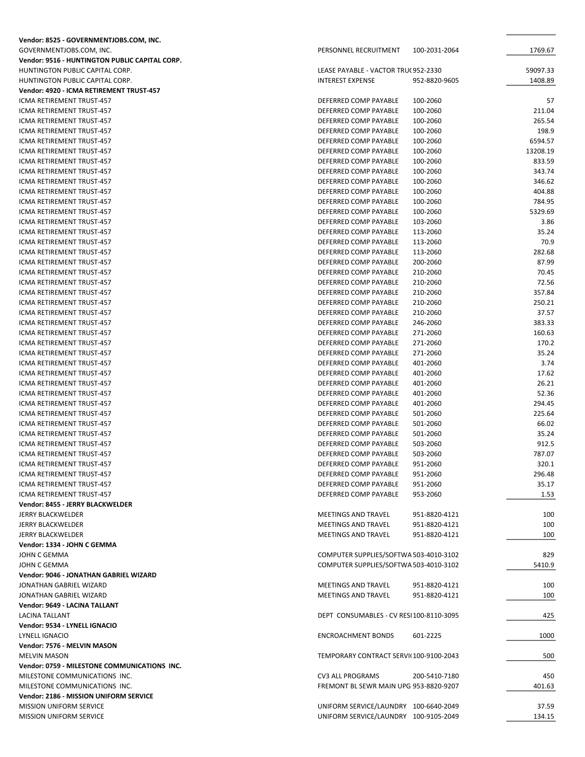| Vendor / Payee | Description | Account | Amount |
|---|---|---|---|
| **Vendor: 8525 - GOVERNMENTJOBS.COM, INC.** | | | |
| GOVERNMENTJOBS.COM, INC. | PERSONNEL RECRUITMENT | 100-2031-2064 | 1769.67 |
| **Vendor: 9516 - HUNTINGTON PUBLIC CAPITAL CORP.** | | | |
| HUNTINGTON PUBLIC CAPITAL CORP. | LEASE PAYABLE - VACTOR TRU( | 952-2330 | 59097.33 |
| HUNTINGTON PUBLIC CAPITAL CORP. | INTEREST EXPENSE | 952-8820-9605 | 1408.89 |
| **Vendor: 4920 - ICMA RETIREMENT TRUST-457** | | | |
| ICMA RETIREMENT TRUST-457 | DEFERRED COMP PAYABLE | 100-2060 | 57 |
| ICMA RETIREMENT TRUST-457 | DEFERRED COMP PAYABLE | 100-2060 | 211.04 |
| ICMA RETIREMENT TRUST-457 | DEFERRED COMP PAYABLE | 100-2060 | 265.54 |
| ICMA RETIREMENT TRUST-457 | DEFERRED COMP PAYABLE | 100-2060 | 198.9 |
| ICMA RETIREMENT TRUST-457 | DEFERRED COMP PAYABLE | 100-2060 | 6594.57 |
| ICMA RETIREMENT TRUST-457 | DEFERRED COMP PAYABLE | 100-2060 | 13208.19 |
| ICMA RETIREMENT TRUST-457 | DEFERRED COMP PAYABLE | 100-2060 | 833.59 |
| ICMA RETIREMENT TRUST-457 | DEFERRED COMP PAYABLE | 100-2060 | 343.74 |
| ICMA RETIREMENT TRUST-457 | DEFERRED COMP PAYABLE | 100-2060 | 346.62 |
| ICMA RETIREMENT TRUST-457 | DEFERRED COMP PAYABLE | 100-2060 | 404.88 |
| ICMA RETIREMENT TRUST-457 | DEFERRED COMP PAYABLE | 100-2060 | 784.95 |
| ICMA RETIREMENT TRUST-457 | DEFERRED COMP PAYABLE | 100-2060 | 5329.69 |
| ICMA RETIREMENT TRUST-457 | DEFERRED COMP PAYABLE | 103-2060 | 3.86 |
| ICMA RETIREMENT TRUST-457 | DEFERRED COMP PAYABLE | 113-2060 | 35.24 |
| ICMA RETIREMENT TRUST-457 | DEFERRED COMP PAYABLE | 113-2060 | 70.9 |
| ICMA RETIREMENT TRUST-457 | DEFERRED COMP PAYABLE | 113-2060 | 282.68 |
| ICMA RETIREMENT TRUST-457 | DEFERRED COMP PAYABLE | 200-2060 | 87.99 |
| ICMA RETIREMENT TRUST-457 | DEFERRED COMP PAYABLE | 210-2060 | 70.45 |
| ICMA RETIREMENT TRUST-457 | DEFERRED COMP PAYABLE | 210-2060 | 72.56 |
| ICMA RETIREMENT TRUST-457 | DEFERRED COMP PAYABLE | 210-2060 | 357.84 |
| ICMA RETIREMENT TRUST-457 | DEFERRED COMP PAYABLE | 210-2060 | 250.21 |
| ICMA RETIREMENT TRUST-457 | DEFERRED COMP PAYABLE | 210-2060 | 37.57 |
| ICMA RETIREMENT TRUST-457 | DEFERRED COMP PAYABLE | 246-2060 | 383.33 |
| ICMA RETIREMENT TRUST-457 | DEFERRED COMP PAYABLE | 271-2060 | 160.63 |
| ICMA RETIREMENT TRUST-457 | DEFERRED COMP PAYABLE | 271-2060 | 170.2 |
| ICMA RETIREMENT TRUST-457 | DEFERRED COMP PAYABLE | 271-2060 | 35.24 |
| ICMA RETIREMENT TRUST-457 | DEFERRED COMP PAYABLE | 401-2060 | 3.74 |
| ICMA RETIREMENT TRUST-457 | DEFERRED COMP PAYABLE | 401-2060 | 17.62 |
| ICMA RETIREMENT TRUST-457 | DEFERRED COMP PAYABLE | 401-2060 | 26.21 |
| ICMA RETIREMENT TRUST-457 | DEFERRED COMP PAYABLE | 401-2060 | 52.36 |
| ICMA RETIREMENT TRUST-457 | DEFERRED COMP PAYABLE | 401-2060 | 294.45 |
| ICMA RETIREMENT TRUST-457 | DEFERRED COMP PAYABLE | 501-2060 | 225.64 |
| ICMA RETIREMENT TRUST-457 | DEFERRED COMP PAYABLE | 501-2060 | 66.02 |
| ICMA RETIREMENT TRUST-457 | DEFERRED COMP PAYABLE | 501-2060 | 35.24 |
| ICMA RETIREMENT TRUST-457 | DEFERRED COMP PAYABLE | 503-2060 | 912.5 |
| ICMA RETIREMENT TRUST-457 | DEFERRED COMP PAYABLE | 503-2060 | 787.07 |
| ICMA RETIREMENT TRUST-457 | DEFERRED COMP PAYABLE | 951-2060 | 320.1 |
| ICMA RETIREMENT TRUST-457 | DEFERRED COMP PAYABLE | 951-2060 | 296.48 |
| ICMA RETIREMENT TRUST-457 | DEFERRED COMP PAYABLE | 951-2060 | 35.17 |
| ICMA RETIREMENT TRUST-457 | DEFERRED COMP PAYABLE | 953-2060 | 1.53 |
| **Vendor: 8455 - JERRY BLACKWELDER** | | | |
| JERRY BLACKWELDER | MEETINGS AND TRAVEL | 951-8820-4121 | 100 |
| JERRY BLACKWELDER | MEETINGS AND TRAVEL | 951-8820-4121 | 100 |
| JERRY BLACKWELDER | MEETINGS AND TRAVEL | 951-8820-4121 | 100 |
| **Vendor: 1334 - JOHN C GEMMA** | | | |
| JOHN C GEMMA | COMPUTER SUPPLIES/SOFTWA | 503-4010-3102 | 829 |
| JOHN C GEMMA | COMPUTER SUPPLIES/SOFTWA | 503-4010-3102 | 5410.9 |
| **Vendor: 9046 - JONATHAN GABRIEL WIZARD** | | | |
| JONATHAN GABRIEL WIZARD | MEETINGS AND TRAVEL | 951-8820-4121 | 100 |
| JONATHAN GABRIEL WIZARD | MEETINGS AND TRAVEL | 951-8820-4121 | 100 |
| **Vendor: 9649 - LACINA TALLANT** | | | |
| LACINA TALLANT | DEPT CONSUMABLES - CV RESI | 100-8110-3095 | 425 |
| **Vendor: 9534 - LYNELL IGNACIO** | | | |
| LYNELL IGNACIO | ENCROACHMENT BONDS | 601-2225 | 1000 |
| **Vendor: 7576 - MELVIN MASON** | | | |
| MELVIN MASON | TEMPORARY CONTRACT SERVI( | 100-9100-2043 | 500 |
| **Vendor: 0759 - MILESTONE COMMUNICATIONS INC.** | | | |
| MILESTONE COMMUNICATIONS INC. | CV3 ALL PROGRAMS | 200-5410-7180 | 450 |
| MILESTONE COMMUNICATIONS INC. | FREMONT BL SEWR MAIN UPG | 953-8820-9207 | 401.63 |
| **Vendor: 2186 - MISSION UNIFORM SERVICE** | | | |
| MISSION UNIFORM SERVICE | UNIFORM SERVICE/LAUNDRY | 100-6640-2049 | 37.59 |
| MISSION UNIFORM SERVICE | UNIFORM SERVICE/LAUNDRY | 100-9105-2049 | 134.15 |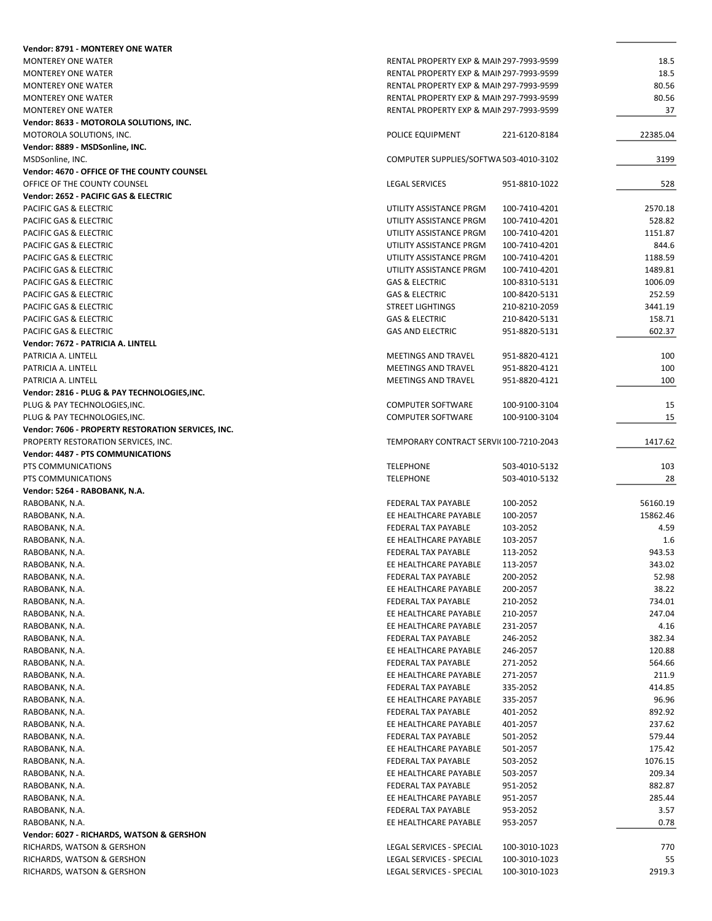| Vendor / Description | Account Description | Account | Amount |
|---|---|---|---|
| **Vendor: 8791 - MONTEREY ONE WATER** | | | |
| MONTEREY ONE WATER | RENTAL PROPERTY EXP & MAIN | 297-7993-9599 | 18.5 |
| MONTEREY ONE WATER | RENTAL PROPERTY EXP & MAIN | 297-7993-9599 | 18.5 |
| MONTEREY ONE WATER | RENTAL PROPERTY EXP & MAIN | 297-7993-9599 | 80.56 |
| MONTEREY ONE WATER | RENTAL PROPERTY EXP & MAIN | 297-7993-9599 | 80.56 |
| MONTEREY ONE WATER | RENTAL PROPERTY EXP & MAIN | 297-7993-9599 | 37 |
| **Vendor: 8633 - MOTOROLA SOLUTIONS, INC.** | | | |
| MOTOROLA SOLUTIONS, INC. | POLICE EQUIPMENT | 221-6120-8184 | 22385.04 |
| **Vendor: 8889 - MSDSonline, INC.** | | | |
| MSDSonline, INC. | COMPUTER SUPPLIES/SOFTWA | 503-4010-3102 | 3199 |
| **Vendor: 4670 - OFFICE OF THE COUNTY COUNSEL** | | | |
| OFFICE OF THE COUNTY COUNSEL | LEGAL SERVICES | 951-8810-1022 | 528 |
| **Vendor: 2652 - PACIFIC GAS & ELECTRIC** | | | |
| PACIFIC GAS & ELECTRIC | UTILITY ASSISTANCE PRGM | 100-7410-4201 | 2570.18 |
| PACIFIC GAS & ELECTRIC | UTILITY ASSISTANCE PRGM | 100-7410-4201 | 528.82 |
| PACIFIC GAS & ELECTRIC | UTILITY ASSISTANCE PRGM | 100-7410-4201 | 1151.87 |
| PACIFIC GAS & ELECTRIC | UTILITY ASSISTANCE PRGM | 100-7410-4201 | 844.6 |
| PACIFIC GAS & ELECTRIC | UTILITY ASSISTANCE PRGM | 100-7410-4201 | 1188.59 |
| PACIFIC GAS & ELECTRIC | UTILITY ASSISTANCE PRGM | 100-7410-4201 | 1489.81 |
| PACIFIC GAS & ELECTRIC | GAS & ELECTRIC | 100-8310-5131 | 1006.09 |
| PACIFIC GAS & ELECTRIC | GAS & ELECTRIC | 100-8420-5131 | 252.59 |
| PACIFIC GAS & ELECTRIC | STREET LIGHTINGS | 210-8210-2059 | 3441.19 |
| PACIFIC GAS & ELECTRIC | GAS & ELECTRIC | 210-8420-5131 | 158.71 |
| PACIFIC GAS & ELECTRIC | GAS AND ELECTRIC | 951-8820-5131 | 602.37 |
| **Vendor: 7672 - PATRICIA A. LINTELL** | | | |
| PATRICIA A. LINTELL | MEETINGS AND TRAVEL | 951-8820-4121 | 100 |
| PATRICIA A. LINTELL | MEETINGS AND TRAVEL | 951-8820-4121 | 100 |
| PATRICIA A. LINTELL | MEETINGS AND TRAVEL | 951-8820-4121 | 100 |
| **Vendor: 2816 - PLUG & PAY TECHNOLOGIES,INC.** | | | |
| PLUG & PAY TECHNOLOGIES,INC. | COMPUTER SOFTWARE | 100-9100-3104 | 15 |
| PLUG & PAY TECHNOLOGIES,INC. | COMPUTER SOFTWARE | 100-9100-3104 | 15 |
| **Vendor: 7606 - PROPERTY RESTORATION SERVICES, INC.** | | | |
| PROPERTY RESTORATION SERVICES, INC. | TEMPORARY CONTRACT SERVI | 100-7210-2043 | 1417.62 |
| **Vendor: 4487 - PTS COMMUNICATIONS** | | | |
| PTS COMMUNICATIONS | TELEPHONE | 503-4010-5132 | 103 |
| PTS COMMUNICATIONS | TELEPHONE | 503-4010-5132 | 28 |
| **Vendor: 5264 - RABOBANK, N.A.** | | | |
| RABOBANK, N.A. | FEDERAL TAX PAYABLE | 100-2052 | 56160.19 |
| RABOBANK, N.A. | EE HEALTHCARE PAYABLE | 100-2057 | 15862.46 |
| RABOBANK, N.A. | FEDERAL TAX PAYABLE | 103-2052 | 4.59 |
| RABOBANK, N.A. | EE HEALTHCARE PAYABLE | 103-2057 | 1.6 |
| RABOBANK, N.A. | FEDERAL TAX PAYABLE | 113-2052 | 943.53 |
| RABOBANK, N.A. | EE HEALTHCARE PAYABLE | 113-2057 | 343.02 |
| RABOBANK, N.A. | FEDERAL TAX PAYABLE | 200-2052 | 52.98 |
| RABOBANK, N.A. | EE HEALTHCARE PAYABLE | 200-2057 | 38.22 |
| RABOBANK, N.A. | FEDERAL TAX PAYABLE | 210-2052 | 734.01 |
| RABOBANK, N.A. | EE HEALTHCARE PAYABLE | 210-2057 | 247.04 |
| RABOBANK, N.A. | EE HEALTHCARE PAYABLE | 231-2057 | 4.16 |
| RABOBANK, N.A. | FEDERAL TAX PAYABLE | 246-2052 | 382.34 |
| RABOBANK, N.A. | EE HEALTHCARE PAYABLE | 246-2057 | 120.88 |
| RABOBANK, N.A. | FEDERAL TAX PAYABLE | 271-2052 | 564.66 |
| RABOBANK, N.A. | EE HEALTHCARE PAYABLE | 271-2057 | 211.9 |
| RABOBANK, N.A. | FEDERAL TAX PAYABLE | 335-2052 | 414.85 |
| RABOBANK, N.A. | EE HEALTHCARE PAYABLE | 335-2057 | 96.96 |
| RABOBANK, N.A. | FEDERAL TAX PAYABLE | 401-2052 | 892.92 |
| RABOBANK, N.A. | EE HEALTHCARE PAYABLE | 401-2057 | 237.62 |
| RABOBANK, N.A. | FEDERAL TAX PAYABLE | 501-2052 | 579.44 |
| RABOBANK, N.A. | EE HEALTHCARE PAYABLE | 501-2057 | 175.42 |
| RABOBANK, N.A. | FEDERAL TAX PAYABLE | 503-2052 | 1076.15 |
| RABOBANK, N.A. | EE HEALTHCARE PAYABLE | 503-2057 | 209.34 |
| RABOBANK, N.A. | FEDERAL TAX PAYABLE | 951-2052 | 882.87 |
| RABOBANK, N.A. | EE HEALTHCARE PAYABLE | 951-2057 | 285.44 |
| RABOBANK, N.A. | FEDERAL TAX PAYABLE | 953-2052 | 3.57 |
| RABOBANK, N.A. | EE HEALTHCARE PAYABLE | 953-2057 | 0.78 |
| **Vendor: 6027 - RICHARDS, WATSON & GERSHON** | | | |
| RICHARDS, WATSON & GERSHON | LEGAL SERVICES - SPECIAL | 100-3010-1023 | 770 |
| RICHARDS, WATSON & GERSHON | LEGAL SERVICES - SPECIAL | 100-3010-1023 | 55 |
| RICHARDS, WATSON & GERSHON | LEGAL SERVICES - SPECIAL | 100-3010-1023 | 2919.3 |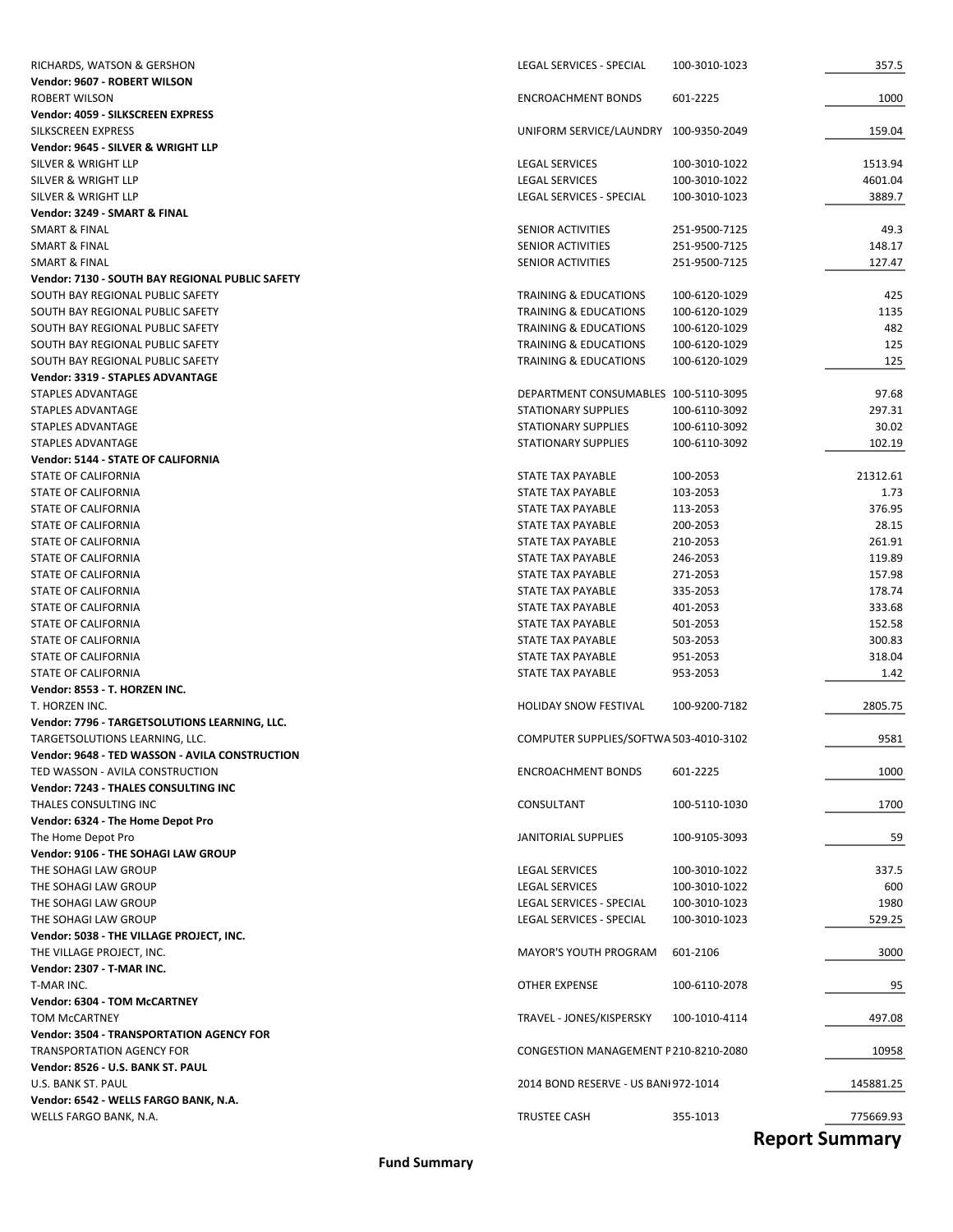| | | | |
|---|---|---|---|
| RICHARDS, WATSON & GERSHON | LEGAL SERVICES - SPECIAL | 100-3010-1023 | 357.5 |
| **Vendor: 9607 - ROBERT WILSON** | | | |
| ROBERT WILSON | ENCROACHMENT BONDS | 601-2225 | 1000 |
| **Vendor: 4059 - SILKSCREEN EXPRESS** | | | |
| SILKSCREEN EXPRESS | UNIFORM SERVICE/LAUNDRY | 100-9350-2049 | 159.04 |
| **Vendor: 9645 - SILVER & WRIGHT LLP** | | | |
| SILVER & WRIGHT LLP | LEGAL SERVICES | 100-3010-1022 | 1513.94 |
| SILVER & WRIGHT LLP | LEGAL SERVICES | 100-3010-1022 | 4601.04 |
| SILVER & WRIGHT LLP | LEGAL SERVICES - SPECIAL | 100-3010-1023 | 3889.7 |
| **Vendor: 3249 - SMART & FINAL** | | | |
| SMART & FINAL | SENIOR ACTIVITIES | 251-9500-7125 | 49.3 |
| SMART & FINAL | SENIOR ACTIVITIES | 251-9500-7125 | 148.17 |
| SMART & FINAL | SENIOR ACTIVITIES | 251-9500-7125 | 127.47 |
| **Vendor: 7130 - SOUTH BAY REGIONAL PUBLIC SAFETY** | | | |
| SOUTH BAY REGIONAL PUBLIC SAFETY | TRAINING & EDUCATIONS | 100-6120-1029 | 425 |
| SOUTH BAY REGIONAL PUBLIC SAFETY | TRAINING & EDUCATIONS | 100-6120-1029 | 1135 |
| SOUTH BAY REGIONAL PUBLIC SAFETY | TRAINING & EDUCATIONS | 100-6120-1029 | 482 |
| SOUTH BAY REGIONAL PUBLIC SAFETY | TRAINING & EDUCATIONS | 100-6120-1029 | 125 |
| SOUTH BAY REGIONAL PUBLIC SAFETY | TRAINING & EDUCATIONS | 100-6120-1029 | 125 |
| **Vendor: 3319 - STAPLES ADVANTAGE** | | | |
| STAPLES ADVANTAGE | DEPARTMENT CONSUMABLES | 100-5110-3095 | 97.68 |
| STAPLES ADVANTAGE | STATIONARY SUPPLIES | 100-6110-3092 | 297.31 |
| STAPLES ADVANTAGE | STATIONARY SUPPLIES | 100-6110-3092 | 30.02 |
| STAPLES ADVANTAGE | STATIONARY SUPPLIES | 100-6110-3092 | 102.19 |
| **Vendor: 5144 - STATE OF CALIFORNIA** | | | |
| STATE OF CALIFORNIA | STATE TAX PAYABLE | 100-2053 | 21312.61 |
| STATE OF CALIFORNIA | STATE TAX PAYABLE | 103-2053 | 1.73 |
| STATE OF CALIFORNIA | STATE TAX PAYABLE | 113-2053 | 376.95 |
| STATE OF CALIFORNIA | STATE TAX PAYABLE | 200-2053 | 28.15 |
| STATE OF CALIFORNIA | STATE TAX PAYABLE | 210-2053 | 261.91 |
| STATE OF CALIFORNIA | STATE TAX PAYABLE | 246-2053 | 119.89 |
| STATE OF CALIFORNIA | STATE TAX PAYABLE | 271-2053 | 157.98 |
| STATE OF CALIFORNIA | STATE TAX PAYABLE | 335-2053 | 178.74 |
| STATE OF CALIFORNIA | STATE TAX PAYABLE | 401-2053 | 333.68 |
| STATE OF CALIFORNIA | STATE TAX PAYABLE | 501-2053 | 152.58 |
| STATE OF CALIFORNIA | STATE TAX PAYABLE | 503-2053 | 300.83 |
| STATE OF CALIFORNIA | STATE TAX PAYABLE | 951-2053 | 318.04 |
| STATE OF CALIFORNIA | STATE TAX PAYABLE | 953-2053 | 1.42 |
| **Vendor: 8553 - T. HORZEN INC.** | | | |
| T. HORZEN INC. | HOLIDAY SNOW FESTIVAL | 100-9200-7182 | 2805.75 |
| **Vendor: 7796 - TARGETSOLUTIONS LEARNING, LLC.** | | | |
| TARGETSOLUTIONS LEARNING, LLC. | COMPUTER SUPPLIES/SOFTWA | 503-4010-3102 | 9581 |
| **Vendor: 9648 - TED WASSON - AVILA CONSTRUCTION** | | | |
| TED WASSON - AVILA CONSTRUCTION | ENCROACHMENT BONDS | 601-2225 | 1000 |
| **Vendor: 7243 - THALES CONSULTING INC** | | | |
| THALES CONSULTING INC | CONSULTANT | 100-5110-1030 | 1700 |
| **Vendor: 6324 - The Home Depot Pro** | | | |
| The Home Depot Pro | JANITORIAL SUPPLIES | 100-9105-3093 | 59 |
| **Vendor: 9106 - THE SOHAGI LAW GROUP** | | | |
| THE SOHAGI LAW GROUP | LEGAL SERVICES | 100-3010-1022 | 337.5 |
| THE SOHAGI LAW GROUP | LEGAL SERVICES | 100-3010-1022 | 600 |
| THE SOHAGI LAW GROUP | LEGAL SERVICES - SPECIAL | 100-3010-1023 | 1980 |
| THE SOHAGI LAW GROUP | LEGAL SERVICES - SPECIAL | 100-3010-1023 | 529.25 |
| **Vendor: 5038 - THE VILLAGE PROJECT, INC.** | | | |
| THE VILLAGE PROJECT, INC. | MAYOR'S YOUTH PROGRAM | 601-2106 | 3000 |
| **Vendor: 2307 - T-MAR INC.** | | | |
| T-MAR INC. | OTHER EXPENSE | 100-6110-2078 | 95 |
| **Vendor: 6304 - TOM McCARTNEY** | | | |
| TOM McCARTNEY | TRAVEL - JONES/KISPERSKY | 100-1010-4114 | 497.08 |
| **Vendor: 3504 - TRANSPORTATION AGENCY FOR** | | | |
| TRANSPORTATION AGENCY FOR | CONGESTION MANAGEMENT P | 210-8210-2080 | 10958 |
| **Vendor: 8526 - U.S. BANK ST. PAUL** | | | |
| U.S. BANK ST. PAUL | 2014 BOND RESERVE - US BANI | 972-1014 | 145881.25 |
| **Vendor: 6542 - WELLS FARGO BANK, N.A.** | | | |
| WELLS FARGO BANK, N.A. | TRUSTEE CASH | 355-1013 | 775669.93 |

# Report Summary

**Fund Summary**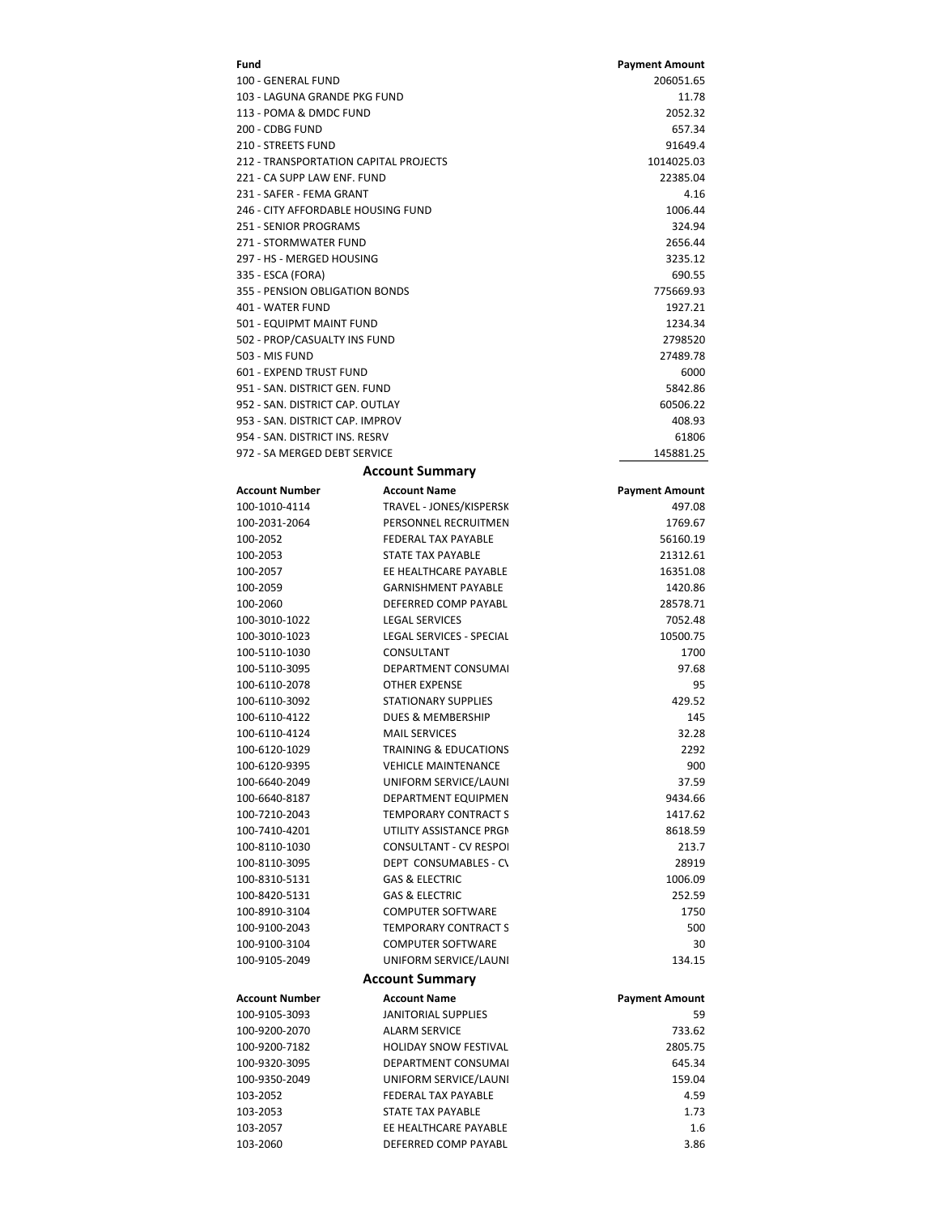| Fund | Payment Amount |
|---|---|
| 100 - GENERAL FUND | 206051.65 |
| 103 - LAGUNA GRANDE PKG FUND | 11.78 |
| 113 - POMA & DMDC FUND | 2052.32 |
| 200 - CDBG FUND | 657.34 |
| 210 - STREETS FUND | 91649.4 |
| 212 - TRANSPORTATION CAPITAL PROJECTS | 1014025.03 |
| 221 - CA SUPP LAW ENF. FUND | 22385.04 |
| 231 - SAFER - FEMA GRANT | 4.16 |
| 246 - CITY AFFORDABLE HOUSING FUND | 1006.44 |
| 251 - SENIOR PROGRAMS | 324.94 |
| 271 - STORMWATER FUND | 2656.44 |
| 297 - HS - MERGED HOUSING | 3235.12 |
| 335 - ESCA (FORA) | 690.55 |
| 355 - PENSION OBLIGATION BONDS | 775669.93 |
| 401 - WATER FUND | 1927.21 |
| 501 - EQUIPMT MAINT FUND | 1234.34 |
| 502 - PROP/CASUALTY INS FUND | 2798520 |
| 503 - MIS FUND | 27489.78 |
| 601 - EXPEND TRUST FUND | 6000 |
| 951 - SAN. DISTRICT GEN. FUND | 5842.86 |
| 952 - SAN. DISTRICT CAP. OUTLAY | 60506.22 |
| 953 - SAN. DISTRICT CAP. IMPROV | 408.93 |
| 954 - SAN. DISTRICT INS. RESRV | 61806 |
| 972 - SA MERGED DEBT SERVICE | 145881.25 |

## Account Summary

| Account Number | Account Name | Payment Amount |
|---|---|---|
| 100-1010-4114 | TRAVEL - JONES/KISPERSK | 497.08 |
| 100-2031-2064 | PERSONNEL RECRUITMEN | 1769.67 |
| 100-2052 | FEDERAL TAX PAYABLE | 56160.19 |
| 100-2053 | STATE TAX PAYABLE | 21312.61 |
| 100-2057 | EE HEALTHCARE PAYABLE | 16351.08 |
| 100-2059 | GARNISHMENT PAYABLE | 1420.86 |
| 100-2060 | DEFERRED COMP PAYABL | 28578.71 |
| 100-3010-1022 | LEGAL SERVICES | 7052.48 |
| 100-3010-1023 | LEGAL SERVICES - SPECIAL | 10500.75 |
| 100-5110-1030 | CONSULTANT | 1700 |
| 100-5110-3095 | DEPARTMENT CONSUMAI | 97.68 |
| 100-6110-2078 | OTHER EXPENSE | 95 |
| 100-6110-3092 | STATIONARY SUPPLIES | 429.52 |
| 100-6110-4122 | DUES & MEMBERSHIP | 145 |
| 100-6110-4124 | MAIL SERVICES | 32.28 |
| 100-6120-1029 | TRAINING & EDUCATIONS | 2292 |
| 100-6120-9395 | VEHICLE MAINTENANCE | 900 |
| 100-6640-2049 | UNIFORM SERVICE/LAUNI | 37.59 |
| 100-6640-8187 | DEPARTMENT EQUIPMEN | 9434.66 |
| 100-7210-2043 | TEMPORARY CONTRACT S | 1417.62 |
| 100-7410-4201 | UTILITY ASSISTANCE PRGN | 8618.59 |
| 100-8110-1030 | CONSULTANT - CV RESPOI | 213.7 |
| 100-8110-3095 | DEPT CONSUMABLES - CV | 28919 |
| 100-8310-5131 | GAS & ELECTRIC | 1006.09 |
| 100-8420-5131 | GAS & ELECTRIC | 252.59 |
| 100-8910-3104 | COMPUTER SOFTWARE | 1750 |
| 100-9100-2043 | TEMPORARY CONTRACT S | 500 |
| 100-9100-3104 | COMPUTER SOFTWARE | 30 |
| 100-9105-2049 | UNIFORM SERVICE/LAUNI | 134.15 |

## Account Summary

| Account Number | Account Name | Payment Amount |
|---|---|---|
| 100-9105-3093 | JANITORIAL SUPPLIES | 59 |
| 100-9200-2070 | ALARM SERVICE | 733.62 |
| 100-9200-7182 | HOLIDAY SNOW FESTIVAL | 2805.75 |
| 100-9320-3095 | DEPARTMENT CONSUMAI | 645.34 |
| 100-9350-2049 | UNIFORM SERVICE/LAUNI | 159.04 |
| 103-2052 | FEDERAL TAX PAYABLE | 4.59 |
| 103-2053 | STATE TAX PAYABLE | 1.73 |
| 103-2057 | EE HEALTHCARE PAYABLE | 1.6 |
| 103-2060 | DEFERRED COMP PAYABL | 3.86 |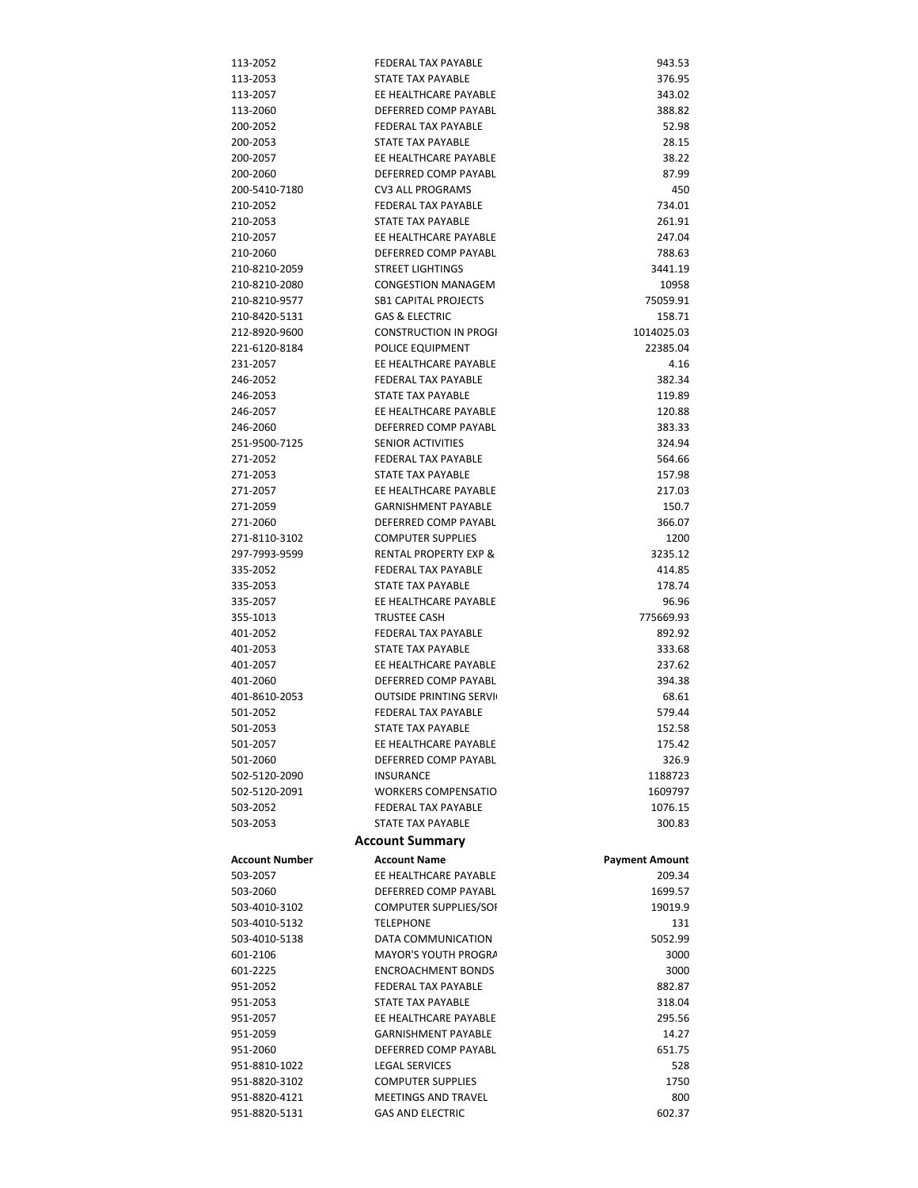| Account Number | Account Name | Payment Amount |
|---|---|---|
| 113-2052 | FEDERAL TAX PAYABLE | 943.53 |
| 113-2053 | STATE TAX PAYABLE | 376.95 |
| 113-2057 | EE HEALTHCARE PAYABLE | 343.02 |
| 113-2060 | DEFERRED COMP PAYABL | 388.82 |
| 200-2052 | FEDERAL TAX PAYABLE | 52.98 |
| 200-2053 | STATE TAX PAYABLE | 28.15 |
| 200-2057 | EE HEALTHCARE PAYABLE | 38.22 |
| 200-2060 | DEFERRED COMP PAYABL | 87.99 |
| 200-5410-7180 | CV3 ALL PROGRAMS | 450 |
| 210-2052 | FEDERAL TAX PAYABLE | 734.01 |
| 210-2053 | STATE TAX PAYABLE | 261.91 |
| 210-2057 | EE HEALTHCARE PAYABLE | 247.04 |
| 210-2060 | DEFERRED COMP PAYABL | 788.63 |
| 210-8210-2059 | STREET LIGHTINGS | 3441.19 |
| 210-8210-2080 | CONGESTION MANAGEM | 10958 |
| 210-8210-9577 | SB1 CAPITAL PROJECTS | 75059.91 |
| 210-8420-5131 | GAS & ELECTRIC | 158.71 |
| 212-8920-9600 | CONSTRUCTION IN PROGI | 1014025.03 |
| 221-6120-8184 | POLICE EQUIPMENT | 22385.04 |
| 231-2057 | EE HEALTHCARE PAYABLE | 4.16 |
| 246-2052 | FEDERAL TAX PAYABLE | 382.34 |
| 246-2053 | STATE TAX PAYABLE | 119.89 |
| 246-2057 | EE HEALTHCARE PAYABLE | 120.88 |
| 246-2060 | DEFERRED COMP PAYABL | 383.33 |
| 251-9500-7125 | SENIOR ACTIVITIES | 324.94 |
| 271-2052 | FEDERAL TAX PAYABLE | 564.66 |
| 271-2053 | STATE TAX PAYABLE | 157.98 |
| 271-2057 | EE HEALTHCARE PAYABLE | 217.03 |
| 271-2059 | GARNISHMENT PAYABLE | 150.7 |
| 271-2060 | DEFERRED COMP PAYABL | 366.07 |
| 271-8110-3102 | COMPUTER SUPPLIES | 1200 |
| 297-7993-9599 | RENTAL PROPERTY EXP & | 3235.12 |
| 335-2052 | FEDERAL TAX PAYABLE | 414.85 |
| 335-2053 | STATE TAX PAYABLE | 178.74 |
| 335-2057 | EE HEALTHCARE PAYABLE | 96.96 |
| 355-1013 | TRUSTEE CASH | 775669.93 |
| 401-2052 | FEDERAL TAX PAYABLE | 892.92 |
| 401-2053 | STATE TAX PAYABLE | 333.68 |
| 401-2057 | EE HEALTHCARE PAYABLE | 237.62 |
| 401-2060 | DEFERRED COMP PAYABL | 394.38 |
| 401-8610-2053 | OUTSIDE PRINTING SERVI | 68.61 |
| 501-2052 | FEDERAL TAX PAYABLE | 579.44 |
| 501-2053 | STATE TAX PAYABLE | 152.58 |
| 501-2057 | EE HEALTHCARE PAYABLE | 175.42 |
| 501-2060 | DEFERRED COMP PAYABL | 326.9 |
| 502-5120-2090 | INSURANCE | 1188723 |
| 502-5120-2091 | WORKERS COMPENSATIO | 1609797 |
| 503-2052 | FEDERAL TAX PAYABLE | 1076.15 |
| 503-2053 | STATE TAX PAYABLE | 300.83 |

## Account Summary

| Account Number | Account Name | Payment Amount |
|---|---|---|
| 503-2057 | EE HEALTHCARE PAYABLE | 209.34 |
| 503-2060 | DEFERRED COMP PAYABL | 1699.57 |
| 503-4010-3102 | COMPUTER SUPPLIES/SOI | 19019.9 |
| 503-4010-5132 | TELEPHONE | 131 |
| 503-4010-5138 | DATA COMMUNICATION | 5052.99 |
| 601-2106 | MAYOR'S YOUTH PROGRA | 3000 |
| 601-2225 | ENCROACHMENT BONDS | 3000 |
| 951-2052 | FEDERAL TAX PAYABLE | 882.87 |
| 951-2053 | STATE TAX PAYABLE | 318.04 |
| 951-2057 | EE HEALTHCARE PAYABLE | 295.56 |
| 951-2059 | GARNISHMENT PAYABLE | 14.27 |
| 951-2060 | DEFERRED COMP PAYABL | 651.75 |
| 951-8810-1022 | LEGAL SERVICES | 528 |
| 951-8820-3102 | COMPUTER SUPPLIES | 1750 |
| 951-8820-4121 | MEETINGS AND TRAVEL | 800 |
| 951-8820-5131 | GAS AND ELECTRIC | 602.37 |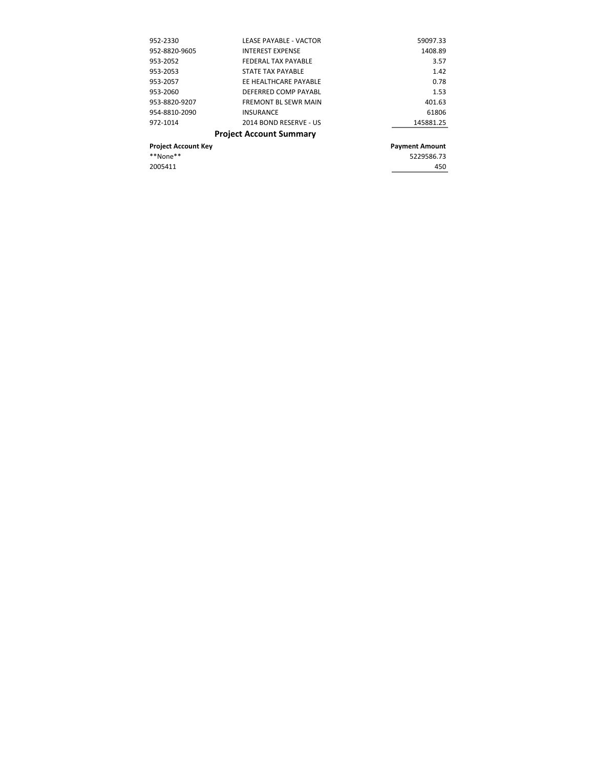| | | |
|---|---|---|
| 952-2330 | LEASE PAYABLE - VACTOR | 59097.33 |
| 952-8820-9605 | INTEREST EXPENSE | 1408.89 |
| 953-2052 | FEDERAL TAX PAYABLE | 3.57 |
| 953-2053 | STATE TAX PAYABLE | 1.42 |
| 953-2057 | EE HEALTHCARE PAYABLE | 0.78 |
| 953-2060 | DEFERRED COMP PAYABL | 1.53 |
| 953-8820-9207 | FREMONT BL SEWR MAIN | 401.63 |
| 954-8810-2090 | INSURANCE | 61806 |
| 972-1014 | 2014 BOND RESERVE - US | 145881.25 |

## Project Account Summary

| Project Account Key | Payment Amount |
|---|---|
| \*\*None\*\* | 5229586.73 |
| 2005411 | 450 |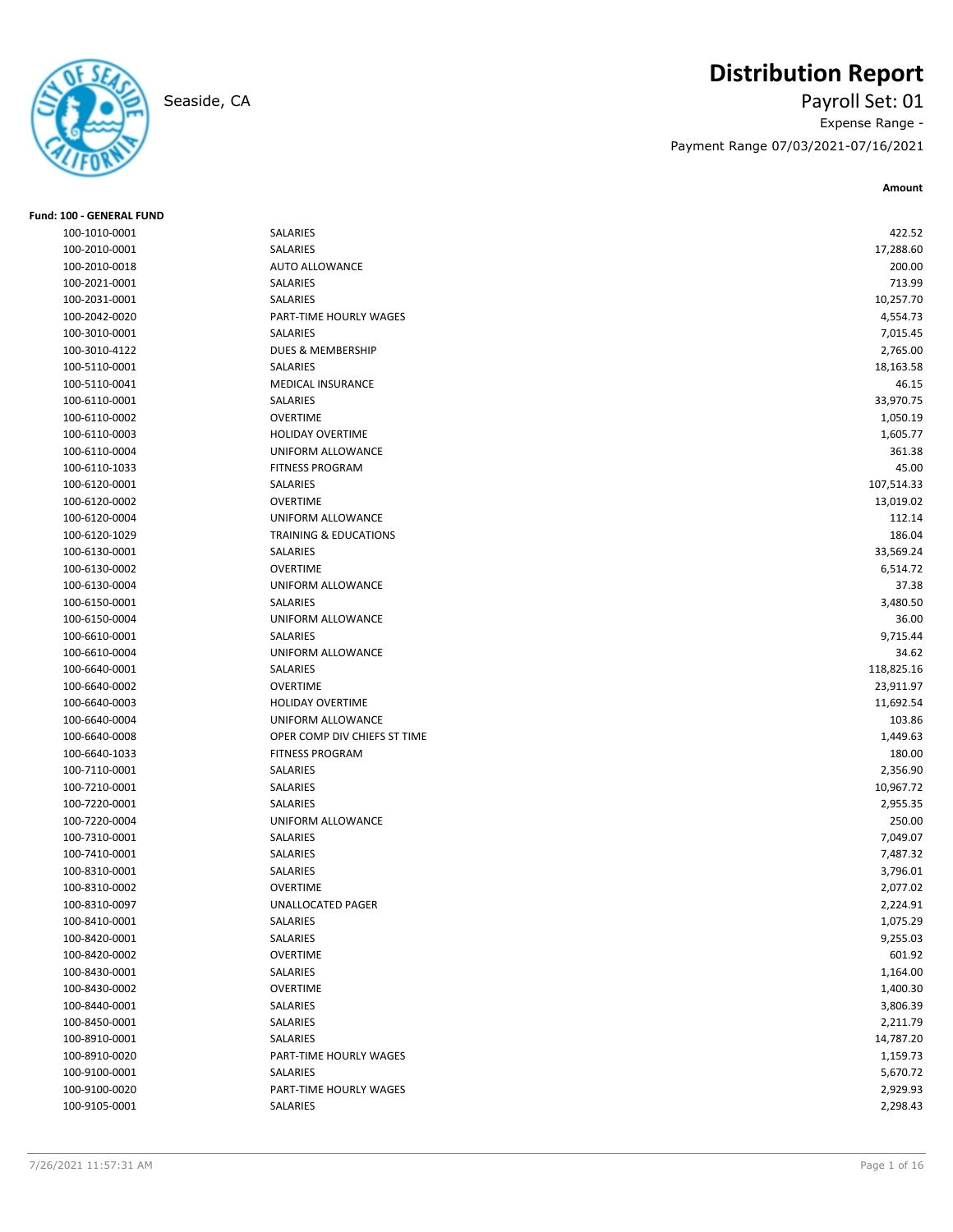# Distribution Report

Seaside, CA

## Payroll Set: 01

Expense Range -

Payment Range 07/03/2021-07/16/2021

**Fund: 100 - GENERAL FUND**

| Account | Description | Amount |
|---|---|---|
| 100-1010-0001 | SALARIES | 422.52 |
| 100-2010-0001 | SALARIES | 17,288.60 |
| 100-2010-0018 | AUTO ALLOWANCE | 200.00 |
| 100-2021-0001 | SALARIES | 713.99 |
| 100-2031-0001 | SALARIES | 10,257.70 |
| 100-2042-0020 | PART-TIME HOURLY WAGES | 4,554.73 |
| 100-3010-0001 | SALARIES | 7,015.45 |
| 100-3010-4122 | DUES & MEMBERSHIP | 2,765.00 |
| 100-5110-0001 | SALARIES | 18,163.58 |
| 100-5110-0041 | MEDICAL INSURANCE | 46.15 |
| 100-6110-0001 | SALARIES | 33,970.75 |
| 100-6110-0002 | OVERTIME | 1,050.19 |
| 100-6110-0003 | HOLIDAY OVERTIME | 1,605.77 |
| 100-6110-0004 | UNIFORM ALLOWANCE | 361.38 |
| 100-6110-1033 | FITNESS PROGRAM | 45.00 |
| 100-6120-0001 | SALARIES | 107,514.33 |
| 100-6120-0002 | OVERTIME | 13,019.02 |
| 100-6120-0004 | UNIFORM ALLOWANCE | 112.14 |
| 100-6120-1029 | TRAINING & EDUCATIONS | 186.04 |
| 100-6130-0001 | SALARIES | 33,569.24 |
| 100-6130-0002 | OVERTIME | 6,514.72 |
| 100-6130-0004 | UNIFORM ALLOWANCE | 37.38 |
| 100-6150-0001 | SALARIES | 3,480.50 |
| 100-6150-0004 | UNIFORM ALLOWANCE | 36.00 |
| 100-6610-0001 | SALARIES | 9,715.44 |
| 100-6610-0004 | UNIFORM ALLOWANCE | 34.62 |
| 100-6640-0001 | SALARIES | 118,825.16 |
| 100-6640-0002 | OVERTIME | 23,911.97 |
| 100-6640-0003 | HOLIDAY OVERTIME | 11,692.54 |
| 100-6640-0004 | UNIFORM ALLOWANCE | 103.86 |
| 100-6640-0008 | OPER COMP DIV CHIEFS ST TIME | 1,449.63 |
| 100-6640-1033 | FITNESS PROGRAM | 180.00 |
| 100-7110-0001 | SALARIES | 2,356.90 |
| 100-7210-0001 | SALARIES | 10,967.72 |
| 100-7220-0001 | SALARIES | 2,955.35 |
| 100-7220-0004 | UNIFORM ALLOWANCE | 250.00 |
| 100-7310-0001 | SALARIES | 7,049.07 |
| 100-7410-0001 | SALARIES | 7,487.32 |
| 100-8310-0001 | SALARIES | 3,796.01 |
| 100-8310-0002 | OVERTIME | 2,077.02 |
| 100-8310-0097 | UNALLOCATED PAGER | 2,224.91 |
| 100-8410-0001 | SALARIES | 1,075.29 |
| 100-8420-0001 | SALARIES | 9,255.03 |
| 100-8420-0002 | OVERTIME | 601.92 |
| 100-8430-0001 | SALARIES | 1,164.00 |
| 100-8430-0002 | OVERTIME | 1,400.30 |
| 100-8440-0001 | SALARIES | 3,806.39 |
| 100-8450-0001 | SALARIES | 2,211.79 |
| 100-8910-0001 | SALARIES | 14,787.20 |
| 100-8910-0020 | PART-TIME HOURLY WAGES | 1,159.73 |
| 100-9100-0001 | SALARIES | 5,670.72 |
| 100-9100-0020 | PART-TIME HOURLY WAGES | 2,929.93 |
| 100-9105-0001 | SALARIES | 2,298.43 |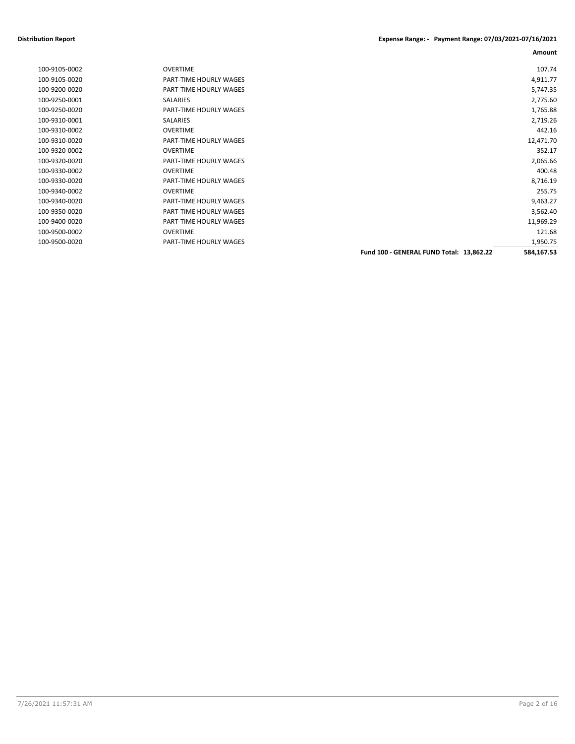**Distribution Report** **Expense Range: - Payment Range: 07/03/2021-07/16/2021**

| | | Amount |
|---|---|---|
| 100-9105-0002 | OVERTIME | 107.74 |
| 100-9105-0020 | PART-TIME HOURLY WAGES | 4,911.77 |
| 100-9200-0020 | PART-TIME HOURLY WAGES | 5,747.35 |
| 100-9250-0001 | SALARIES | 2,775.60 |
| 100-9250-0020 | PART-TIME HOURLY WAGES | 1,765.88 |
| 100-9310-0001 | SALARIES | 2,719.26 |
| 100-9310-0002 | OVERTIME | 442.16 |
| 100-9310-0020 | PART-TIME HOURLY WAGES | 12,471.70 |
| 100-9320-0002 | OVERTIME | 352.17 |
| 100-9320-0020 | PART-TIME HOURLY WAGES | 2,065.66 |
| 100-9330-0002 | OVERTIME | 400.48 |
| 100-9330-0020 | PART-TIME HOURLY WAGES | 8,716.19 |
| 100-9340-0002 | OVERTIME | 255.75 |
| 100-9340-0020 | PART-TIME HOURLY WAGES | 9,463.27 |
| 100-9350-0020 | PART-TIME HOURLY WAGES | 3,562.40 |
| 100-9400-0020 | PART-TIME HOURLY WAGES | 11,969.29 |
| 100-9500-0002 | OVERTIME | 121.68 |
| 100-9500-0020 | PART-TIME HOURLY WAGES | 1,950.75 |
| | **Fund 100 - GENERAL FUND Total: 13,862.22** | **584,167.53** |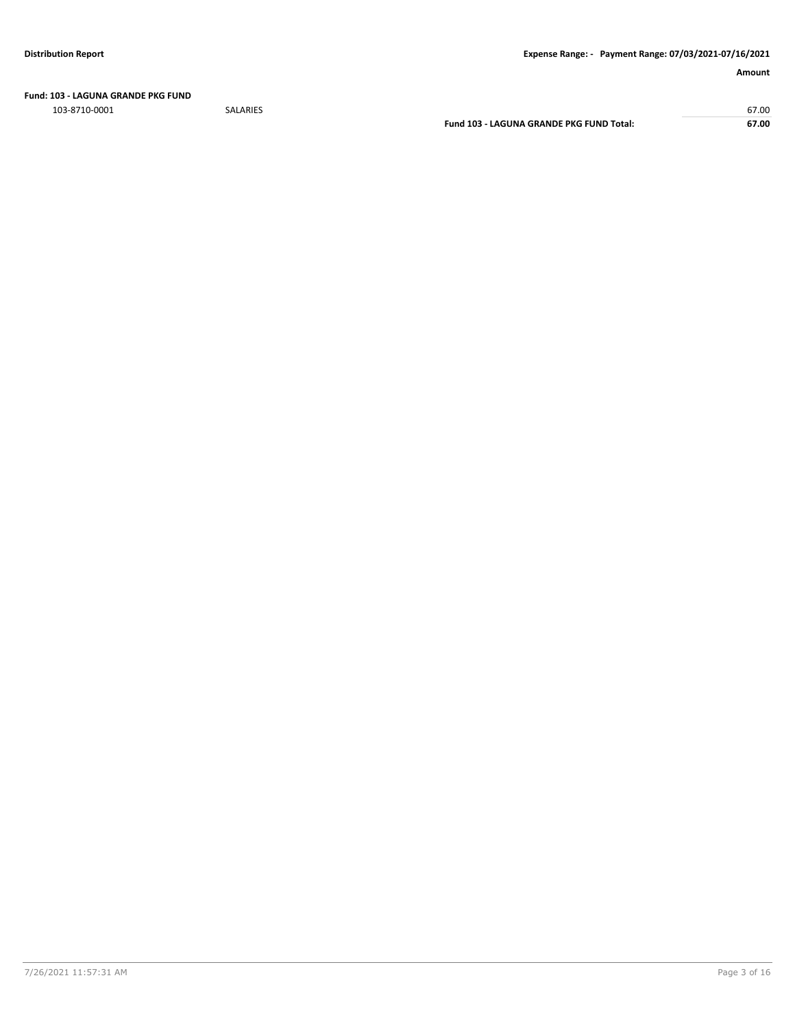| | | Amount |
|---|---|---|
| **Fund: 103 - LAGUNA GRANDE PKG FUND** | | |
| 103-8710-0001 | SALARIES | 67.00 |
| | **Fund 103 - LAGUNA GRANDE PKG FUND Total:** | **67.00** |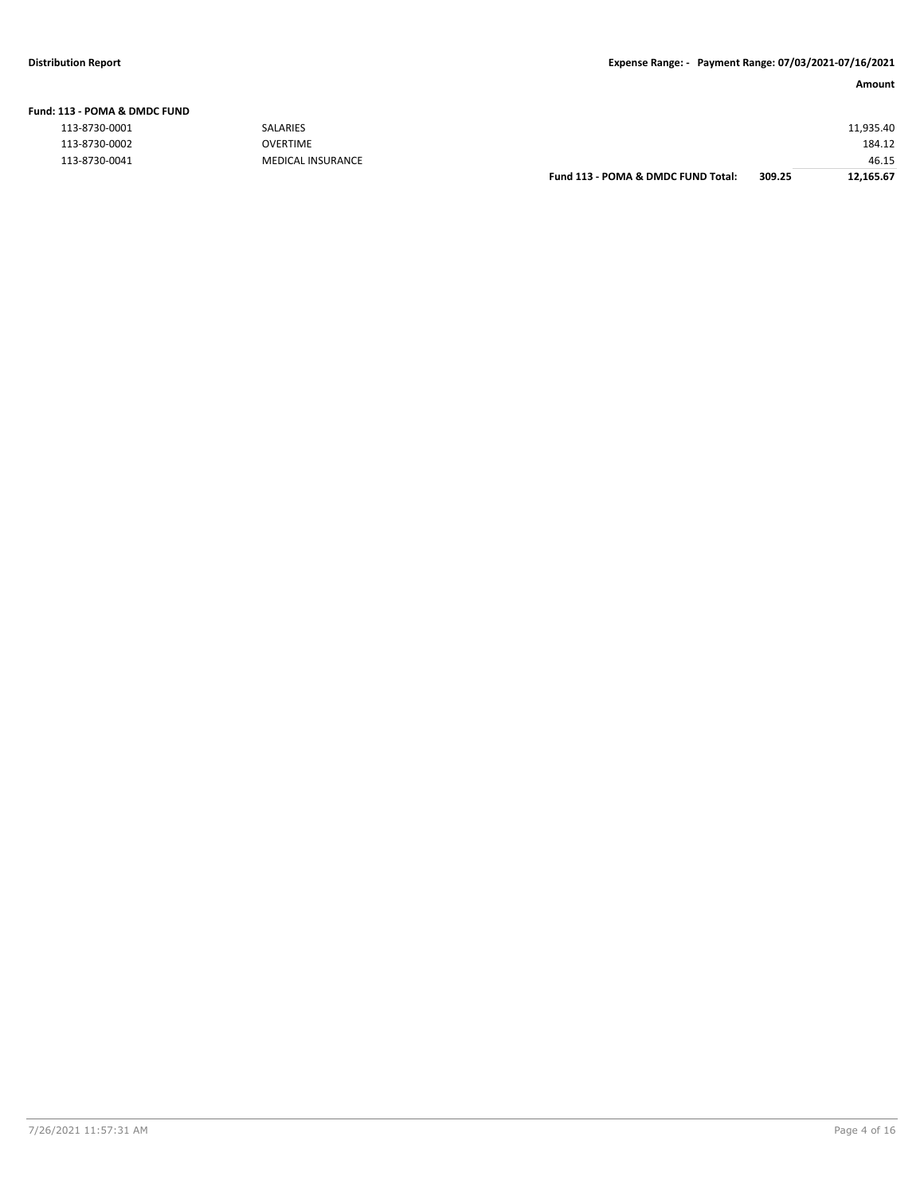**Fund: 113 - POMA & DMDC FUND**

| Account | Description | | | Amount |
|---|---|---|---|---|
| 113-8730-0001 | SALARIES | | | 11,935.40 |
| 113-8730-0002 | OVERTIME | | | 184.12 |
| 113-8730-0041 | MEDICAL INSURANCE | | | 46.15 |
| | | **Fund 113 - POMA & DMDC FUND Total:** | **309.25** | **12,165.67** |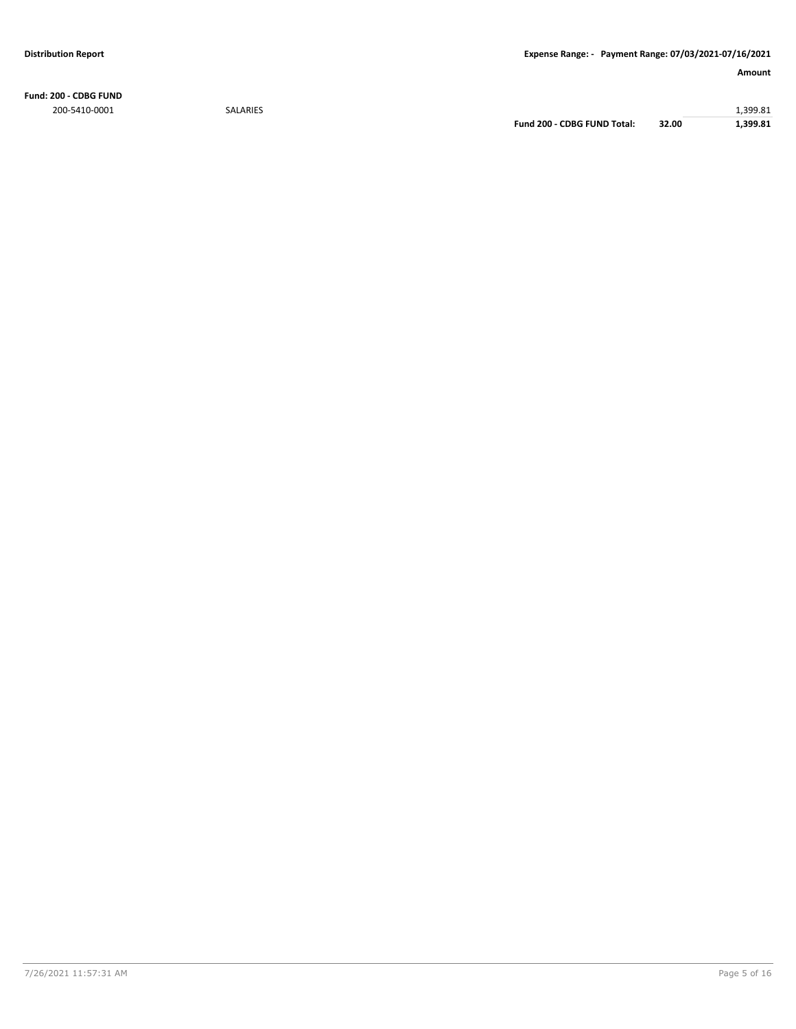**Fund: 200 - CDBG FUND**

| | | | | Amount |
|---|---|---|---|---|
| 200-5410-0001 | SALARIES | | | 1,399.81 |
| | | **Fund 200 - CDBG FUND Total:** | **32.00** | **1,399.81** |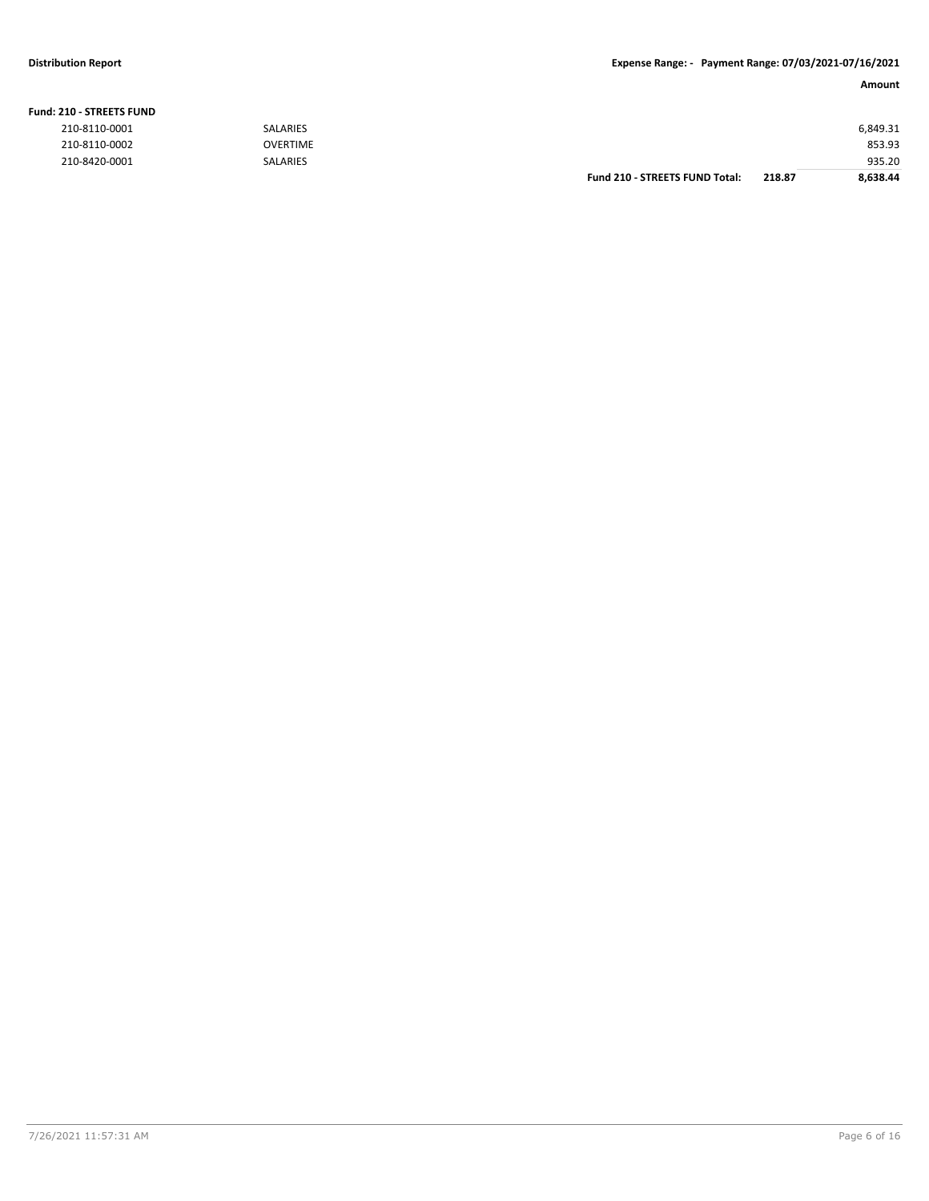**Fund: 210 - STREETS FUND**

| Account | Description | | | Amount |
|---|---|---|---|---|
| 210-8110-0001 | SALARIES | | | 6,849.31 |
| 210-8110-0002 | OVERTIME | | | 853.93 |
| 210-8420-0001 | SALARIES | | | 935.20 |
| | | **Fund 210 - STREETS FUND Total:** | **218.87** | **8,638.44** |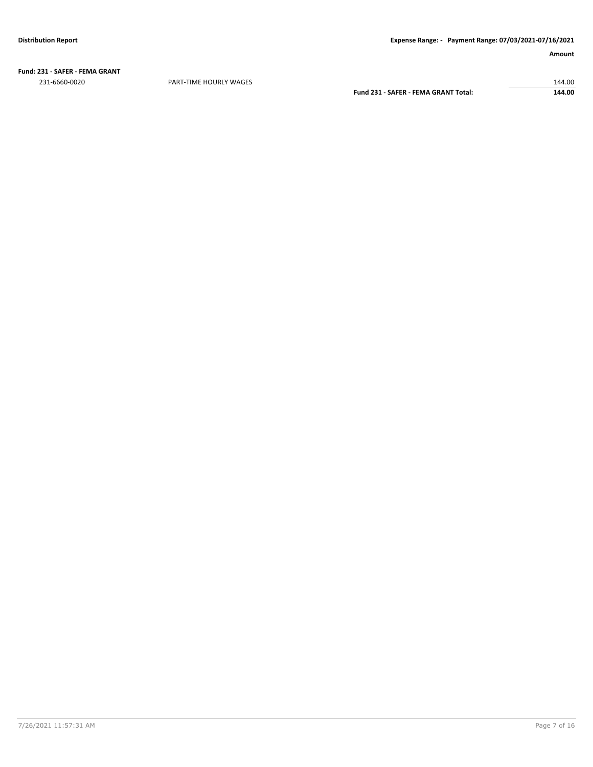| | | Amount |
|---|---|---|
| **Fund: 231 - SAFER - FEMA GRANT** | | |
| 231-6660-0020 | PART-TIME HOURLY WAGES | 144.00 |
| | **Fund 231 - SAFER - FEMA GRANT Total:** | **144.00** |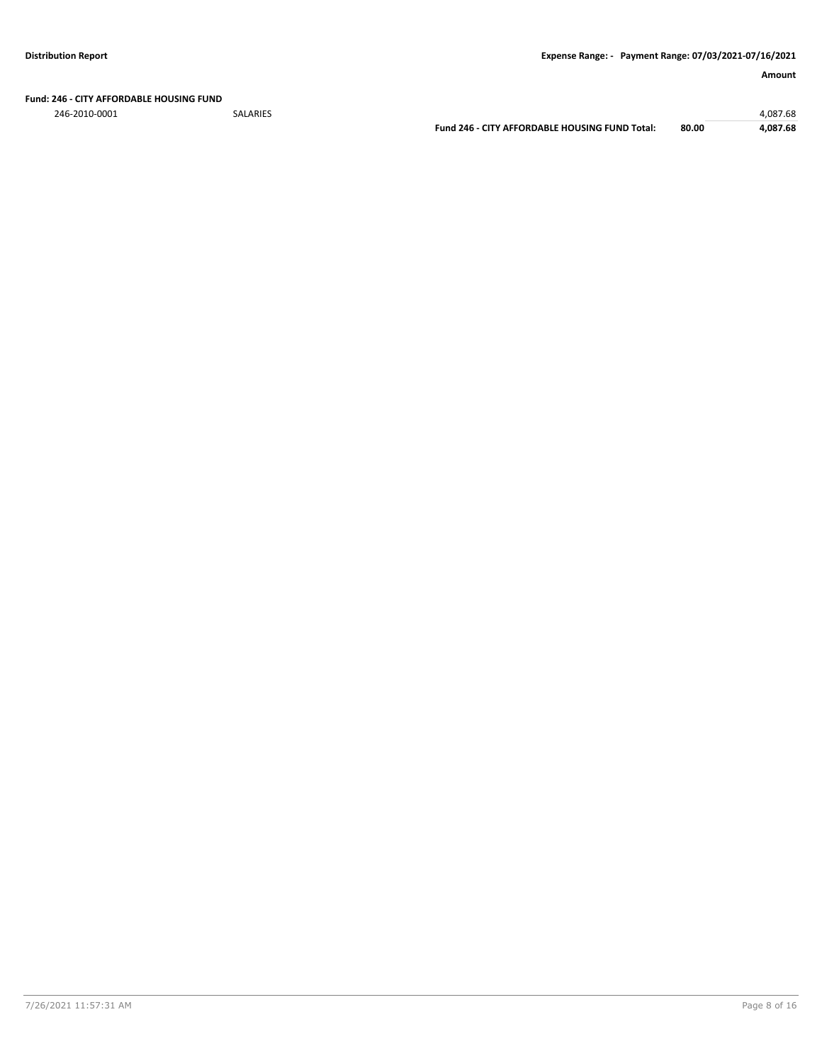**Fund: 246 - CITY AFFORDABLE HOUSING FUND**

| | | | | Amount |
|---|---|---|---|---|
| 246-2010-0001 | SALARIES | | | 4,087.68 |
| | | **Fund 246 - CITY AFFORDABLE HOUSING FUND Total:** | **80.00** | **4,087.68** |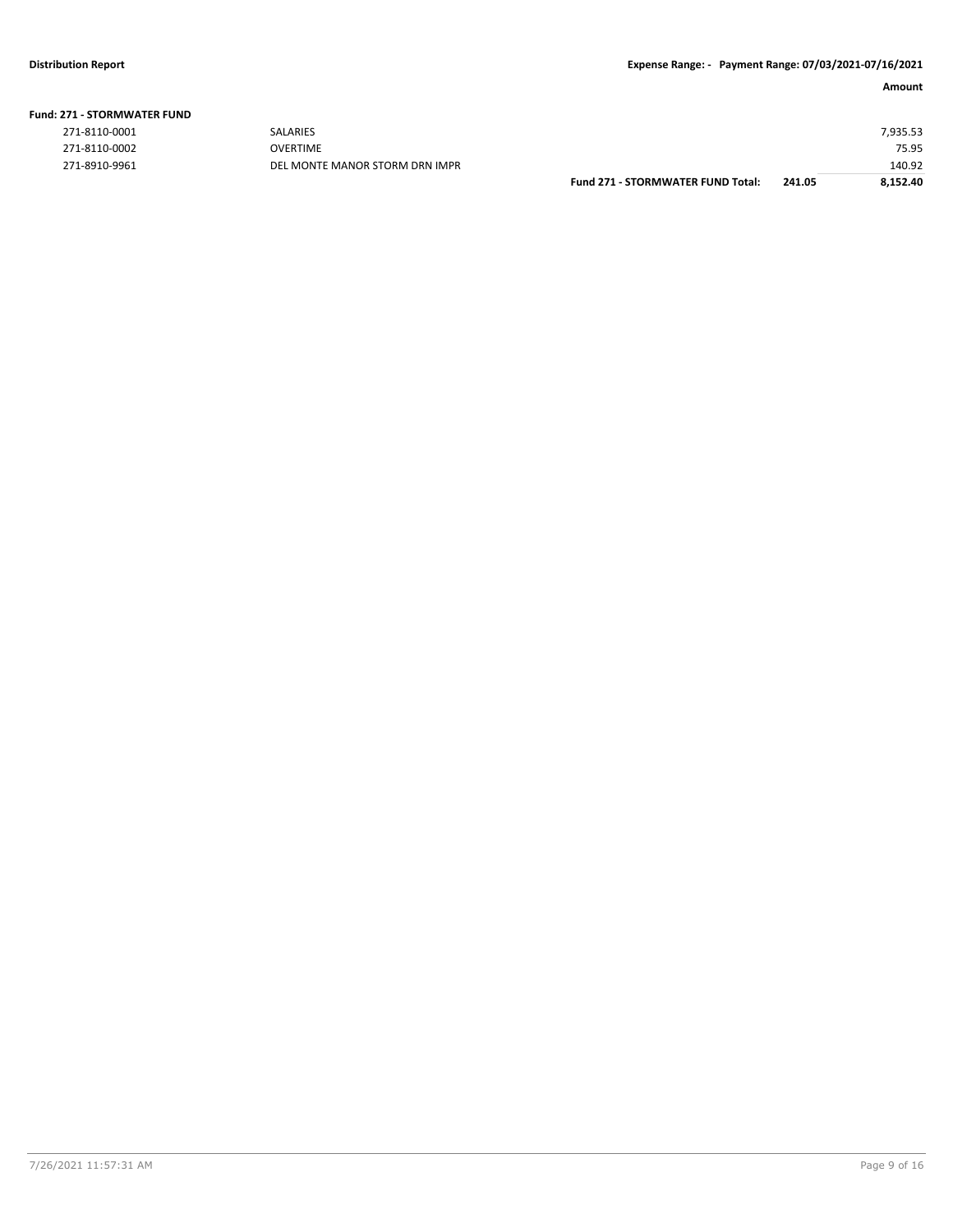| | | | Amount |
|---|---|---|---|
| **Fund: 271 - STORMWATER FUND** | | | |
| 271-8110-0001 | SALARIES | | 7,935.53 |
| 271-8110-0002 | OVERTIME | | 75.95 |
| 271-8910-9961 | DEL MONTE MANOR STORM DRN IMPR | | 140.92 |
| | **Fund 271 - STORMWATER FUND Total:** | **241.05** | **8,152.40** |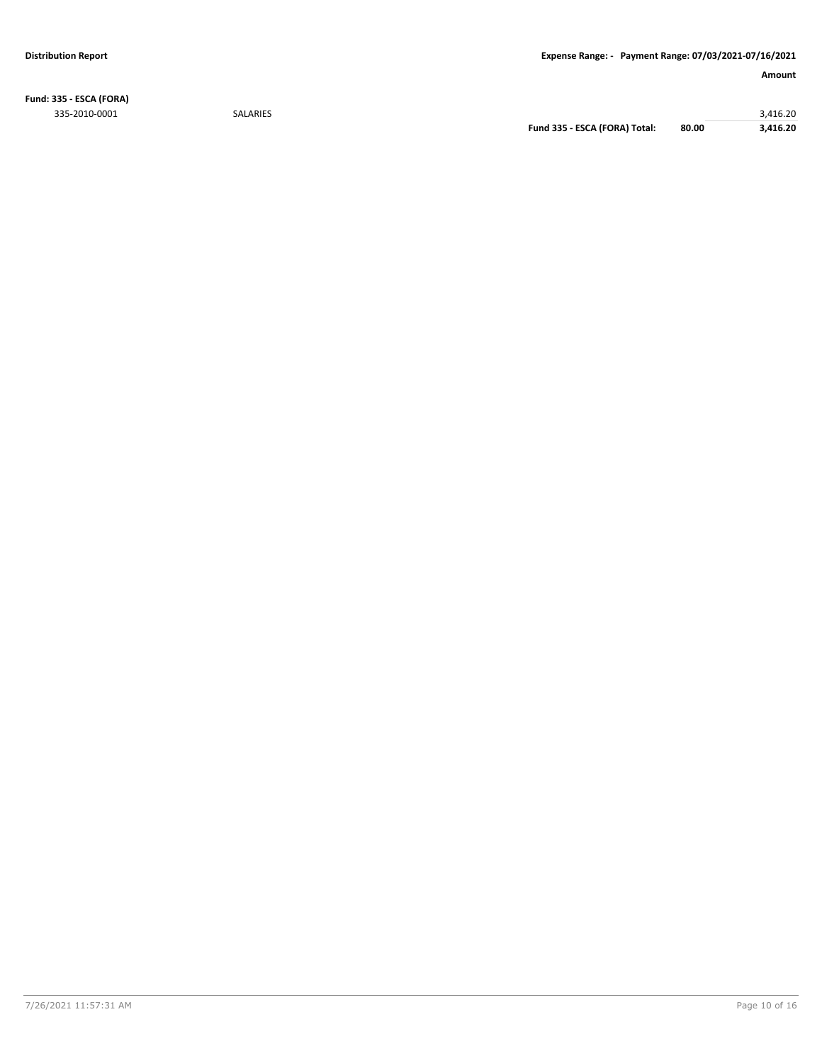**Distribution Report** **Expense Range: - Payment Range: 07/03/2021-07/16/2021**

| | | | | Amount |
|---|---|---|---|---|
| **Fund: 335 - ESCA (FORA)** | | | | |
| 335-2010-0001 | SALARIES | | | 3,416.20 |
| | | **Fund 335 - ESCA (FORA) Total:** | **80.00** | **3,416.20** |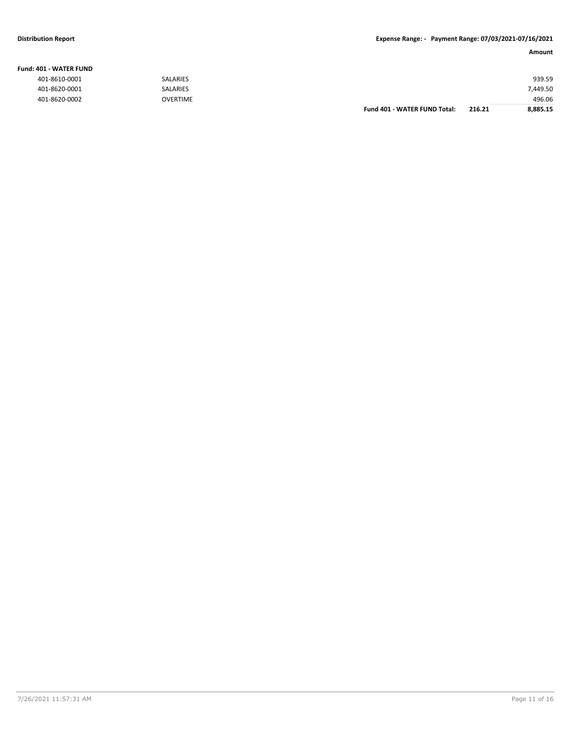**Fund: 401 - WATER FUND**

| Account | Description | | | Amount |
|---|---|---|---|---|
| 401-8610-0001 | SALARIES | | | 939.59 |
| 401-8620-0001 | SALARIES | | | 7,449.50 |
| 401-8620-0002 | OVERTIME | | | 496.06 |
| | | **Fund 401 - WATER FUND Total:** | **216.21** | **8,885.15** |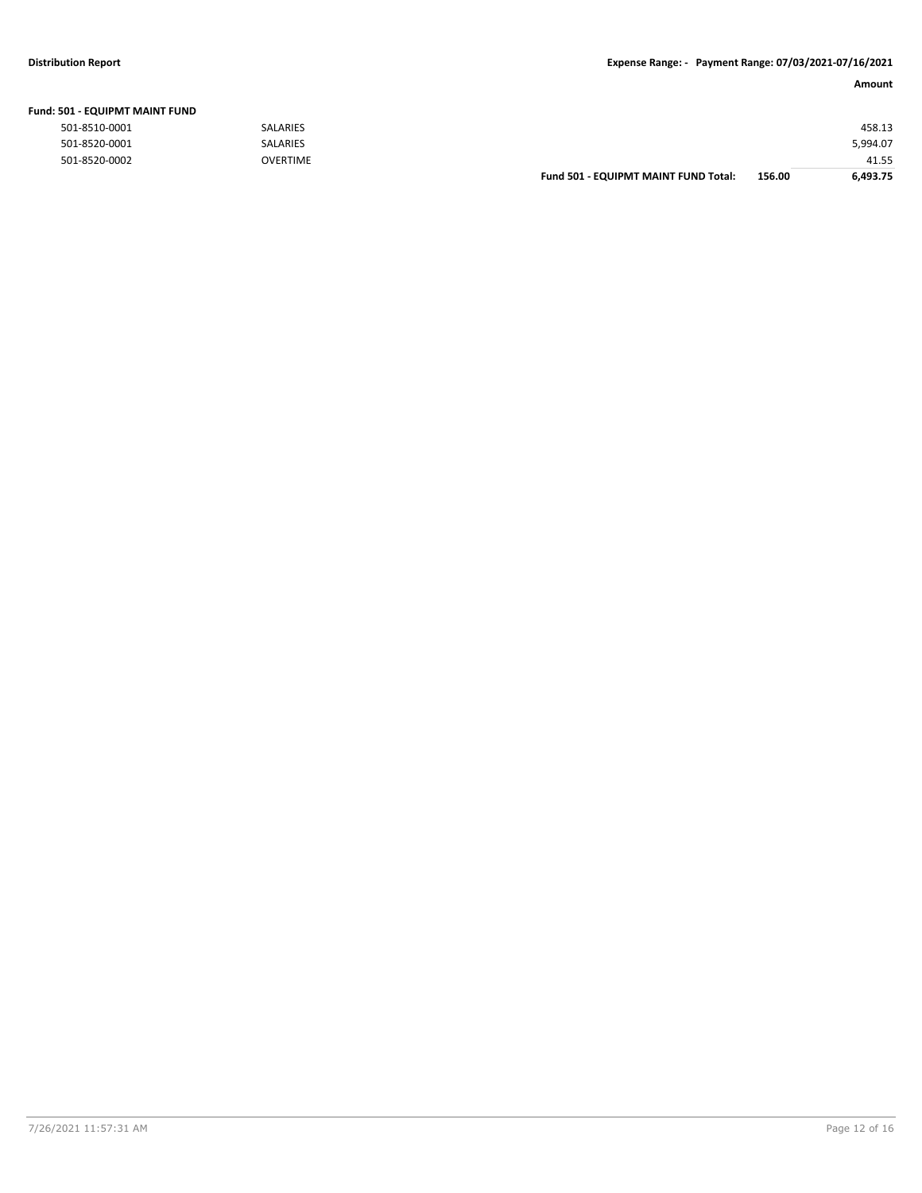**Fund: 501 - EQUIPMT MAINT FUND**

| | | | | Amount |
|---|---|---|---|---|
| 501-8510-0001 | SALARIES | | | 458.13 |
| 501-8520-0001 | SALARIES | | | 5,994.07 |
| 501-8520-0002 | OVERTIME | | | 41.55 |
| | | **Fund 501 - EQUIPMT MAINT FUND Total:** | **156.00** | **6,493.75** |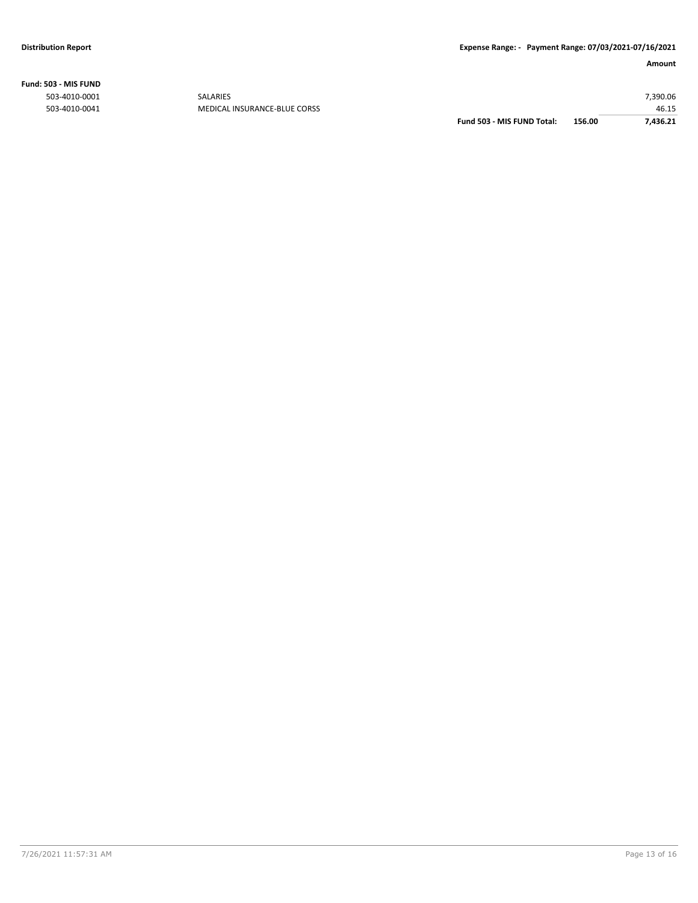| Fund: 503 - MIS FUND | | | | Amount |
|---|---|---|---|---|
| 503-4010-0001 | SALARIES | | | 7,390.06 |
| 503-4010-0041 | MEDICAL INSURANCE-BLUE CORSS | | | 46.15 |
| | | **Fund 503 - MIS FUND Total:** | **156.00** | **7,436.21** |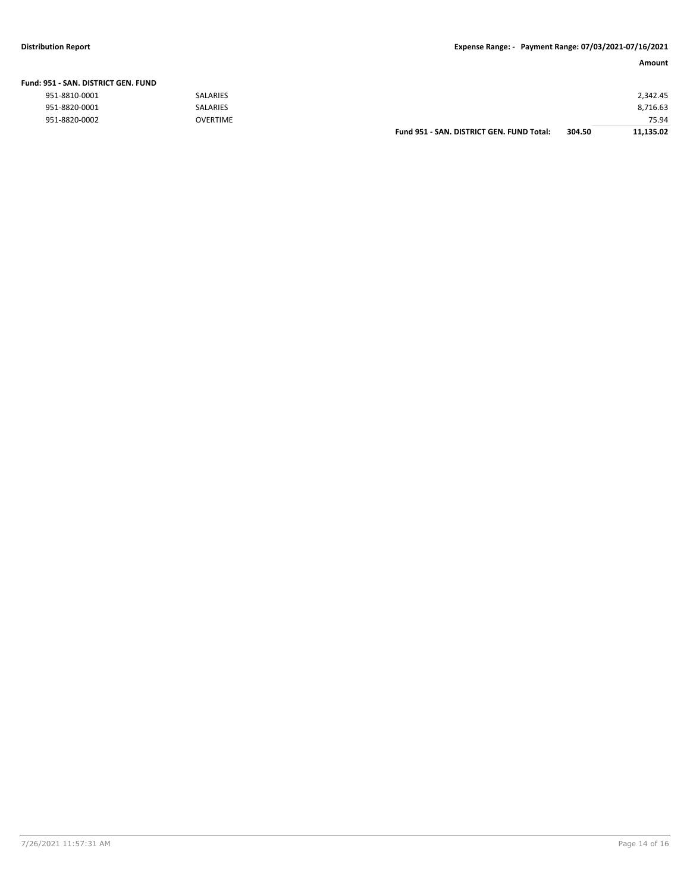**Distribution Report** — **Expense Range: - Payment Range: 07/03/2021-07/16/2021**

| | | | Amount |
|---|---|---|---|
| **Fund: 951 - SAN. DISTRICT GEN. FUND** | | | |
| 951-8810-0001 | SALARIES | | 2,342.45 |
| 951-8820-0001 | SALARIES | | 8,716.63 |
| 951-8820-0002 | OVERTIME | | 75.94 |
| | **Fund 951 - SAN. DISTRICT GEN. FUND Total:** | **304.50** | **11,135.02** |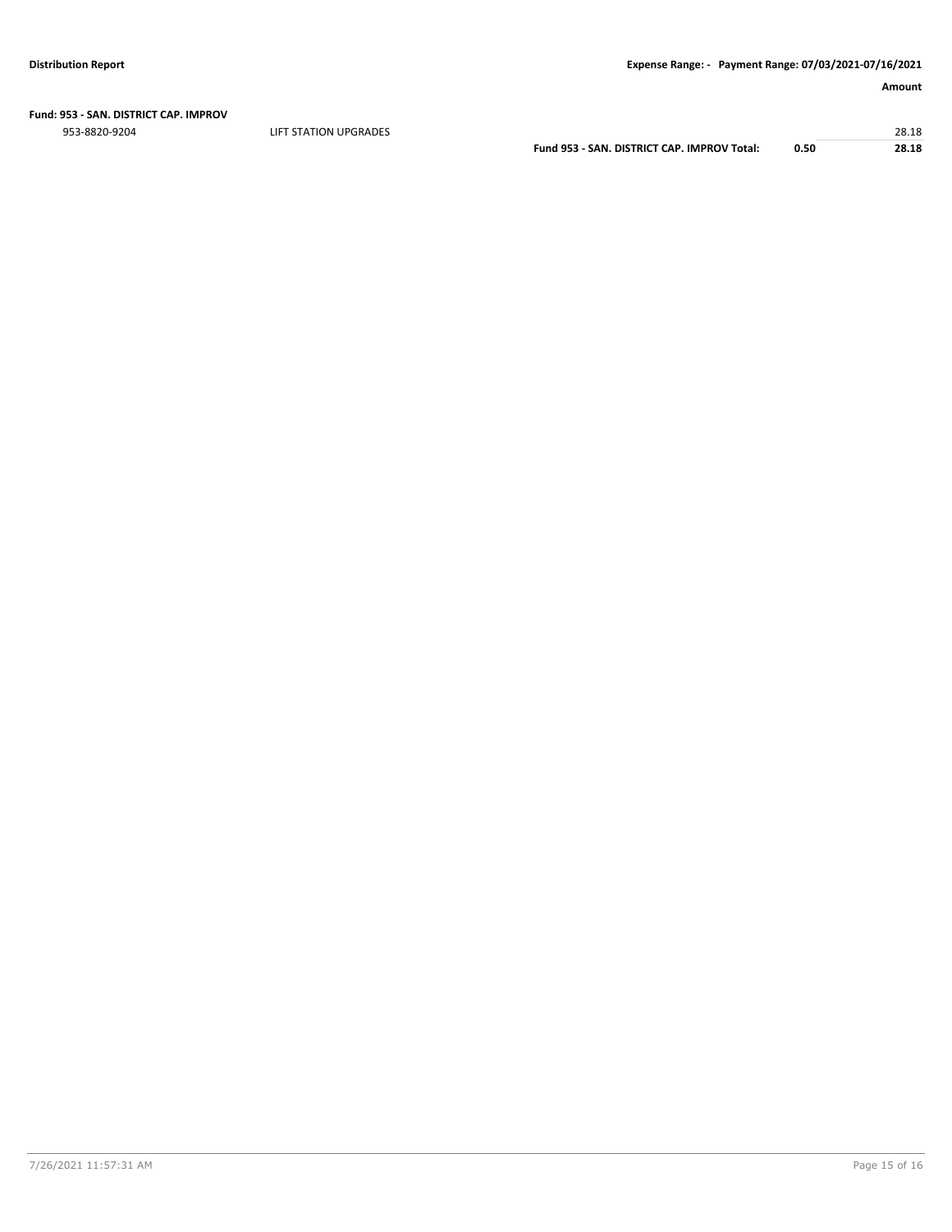**Fund: 953 - SAN. DISTRICT CAP. IMPROV**

| | | | | Amount |
|---|---|---|---|---|
| 953-8820-9204 | LIFT STATION UPGRADES | | | 28.18 |
| | | **Fund 953 - SAN. DISTRICT CAP. IMPROV Total:** | **0.50** | **28.18** |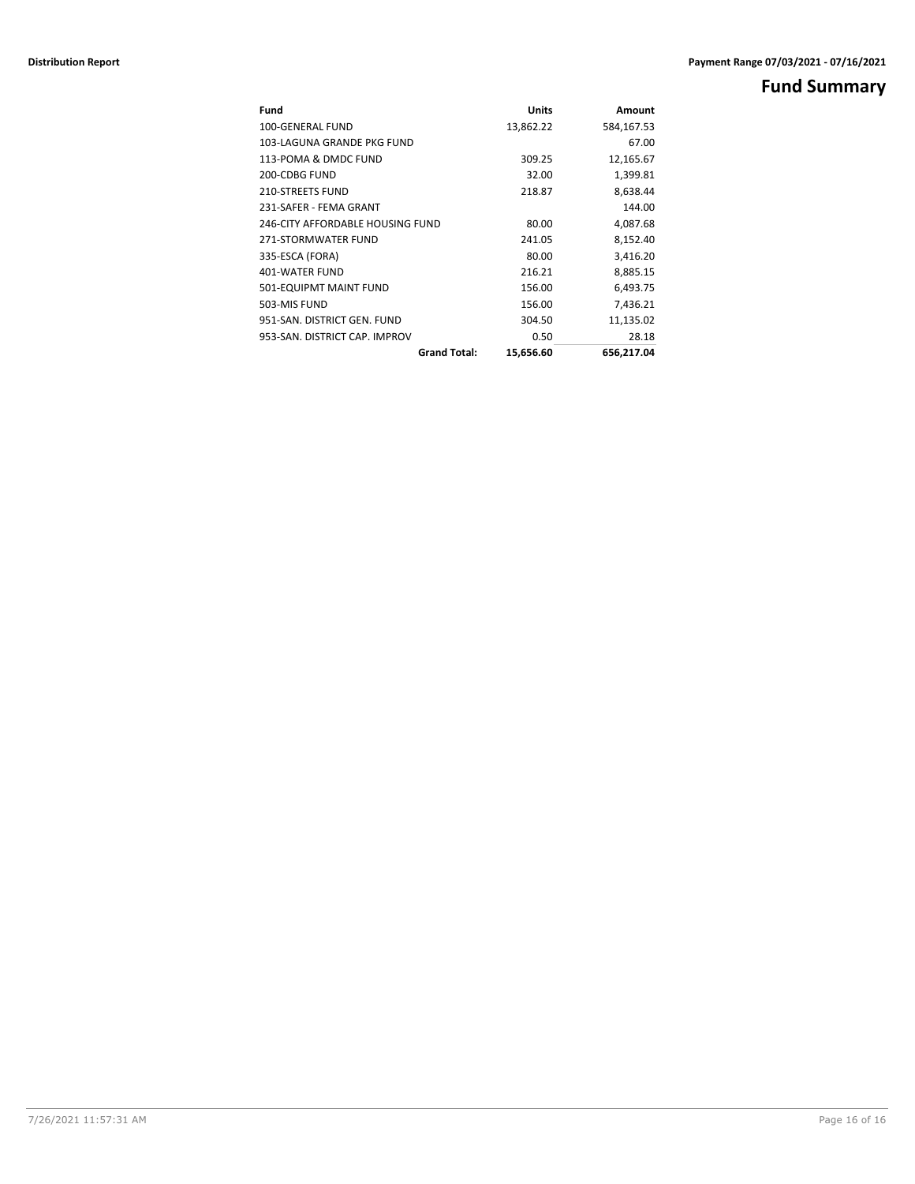# Fund Summary

| Fund | Units | Amount |
|---|---|---|
| 100-GENERAL FUND | 13,862.22 | 584,167.53 |
| 103-LAGUNA GRANDE PKG FUND | | 67.00 |
| 113-POMA & DMDC FUND | 309.25 | 12,165.67 |
| 200-CDBG FUND | 32.00 | 1,399.81 |
| 210-STREETS FUND | 218.87 | 8,638.44 |
| 231-SAFER - FEMA GRANT | | 144.00 |
| 246-CITY AFFORDABLE HOUSING FUND | 80.00 | 4,087.68 |
| 271-STORMWATER FUND | 241.05 | 8,152.40 |
| 335-ESCA (FORA) | 80.00 | 3,416.20 |
| 401-WATER FUND | 216.21 | 8,885.15 |
| 501-EQUIPMT MAINT FUND | 156.00 | 6,493.75 |
| 503-MIS FUND | 156.00 | 7,436.21 |
| 951-SAN. DISTRICT GEN. FUND | 304.50 | 11,135.02 |
| 953-SAN. DISTRICT CAP. IMPROV | 0.50 | 28.18 |
| **Grand Total:** | **15,656.60** | **656,217.04** |